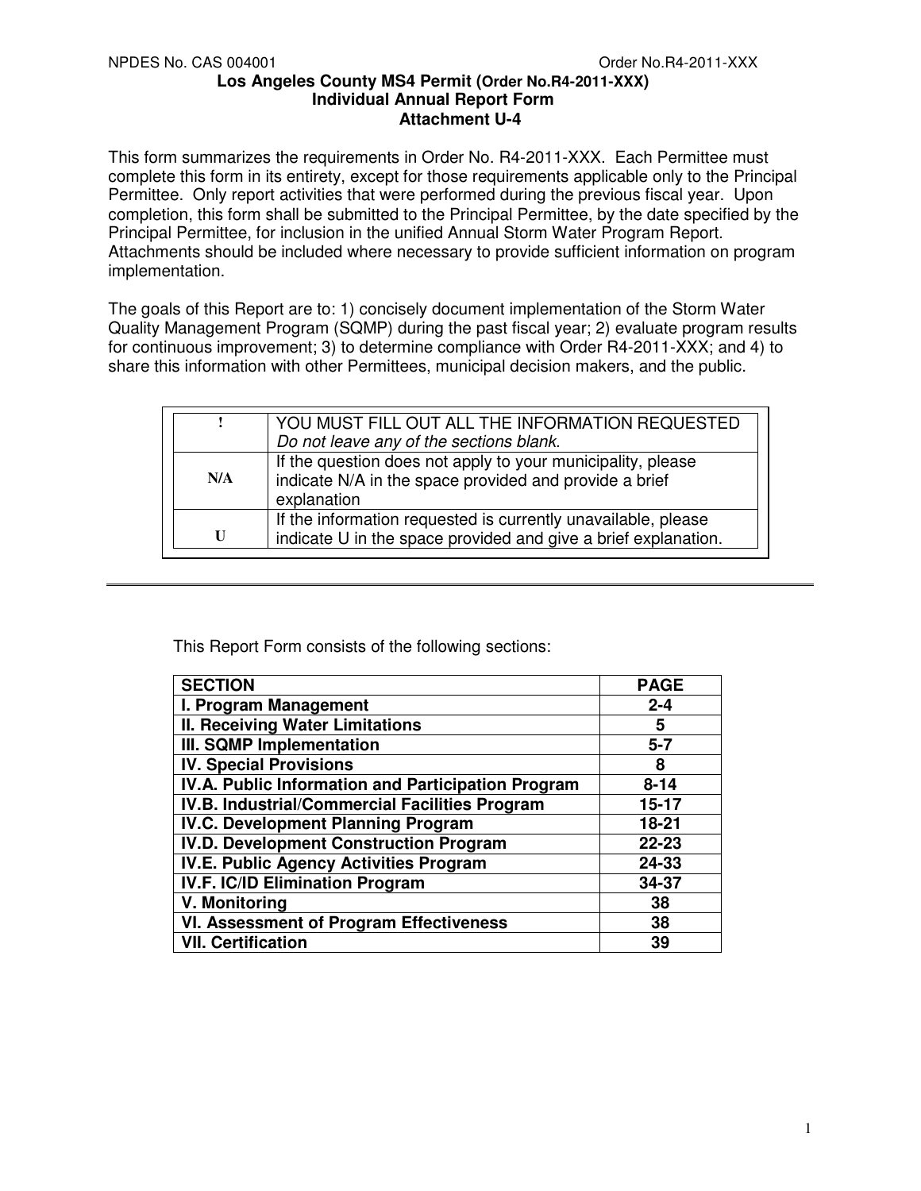**Los Angeles County MS4 Permit (Order No.R4-2011-XXX)**
**Individual Annual Report Form**
**Attachment U-4**

This form summarizes the requirements in Order No. R4-2011-XXX. Each Permittee must complete this form in its entirety, except for those requirements applicable only to the Principal Permittee. Only report activities that were performed during the previous fiscal year. Upon completion, this form shall be submitted to the Principal Permittee, by the date specified by the Principal Permittee, for inclusion in the unified Annual Storm Water Program Report. Attachments should be included where necessary to provide sufficient information on program implementation.

The goals of this Report are to: 1) concisely document implementation of the Storm Water Quality Management Program (SQMP) during the past fiscal year; 2) evaluate program results for continuous improvement; 3) to determine compliance with Order R4-2011-XXX; and 4) to share this information with other Permittees, municipal decision makers, and the public.

| ! | YOU MUST FILL OUT ALL THE INFORMATION REQUESTED *Do not leave any of the sections blank.* |
|---|---|
| N/A | If the question does not apply to your municipality, please indicate N/A in the space provided and provide a brief explanation |
| U | If the information requested is currently unavailable, please indicate U in the space provided and give a brief explanation. |

---

This Report Form consists of the following sections:

| SECTION | PAGE |
|---|---|
| I. Program Management | 2-4 |
| II. Receiving Water Limitations | 5 |
| III. SQMP Implementation | 5-7 |
| IV. Special Provisions | 8 |
| IV.A. Public Information and Participation Program | 8-14 |
| IV.B. Industrial/Commercial Facilities Program | 15-17 |
| IV.C. Development Planning Program | 18-21 |
| IV.D. Development Construction Program | 22-23 |
| IV.E. Public Agency Activities Program | 24-33 |
| IV.F. IC/ID Elimination Program | 34-37 |
| V. Monitoring | 38 |
| VI. Assessment of Program Effectiveness | 38 |
| VII. Certification | 39 |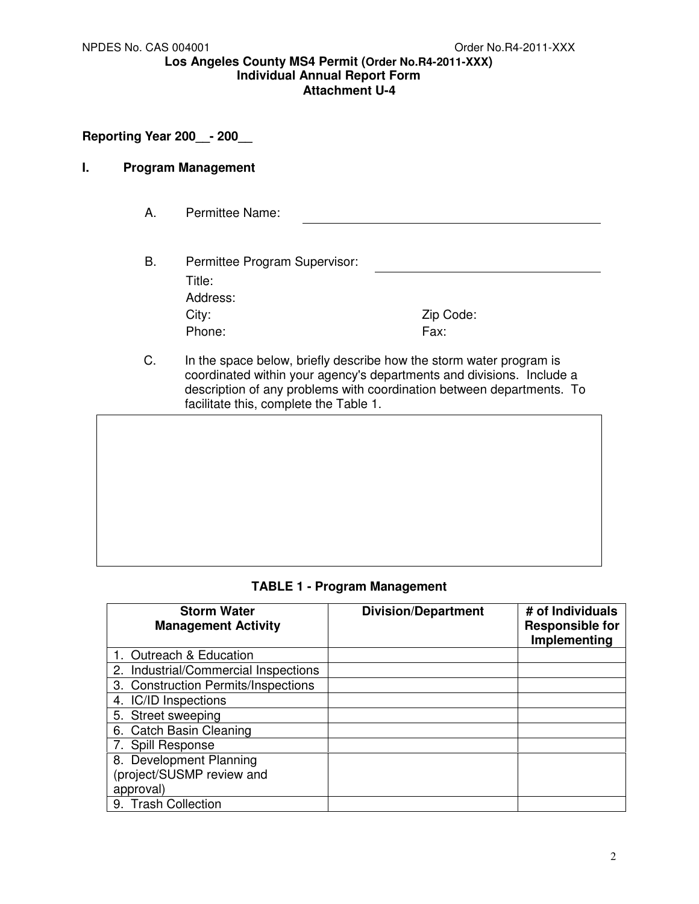**Los Angeles County MS4 Permit (Order No.R4-2011-XXX)**
**Individual Annual Report Form**
**Attachment U-4**

**Reporting Year 200__- 200__**

## I. Program Management

A. Permittee Name: ______________________________

B. Permittee Program Supervisor: ______________________________

Title:
Address:
City: Zip Code:
Phone: Fax:

C. In the space below, briefly describe how the storm water program is coordinated within your agency's departments and divisions. Include a description of any problems with coordination between departments. To facilitate this, complete the Table 1.

| |
|---|
| |

**TABLE 1 - Program Management**

| Storm Water Management Activity | Division/Department | # of Individuals Responsible for Implementing |
|---|---|---|
| 1. Outreach & Education | | |
| 2. Industrial/Commercial Inspections | | |
| 3. Construction Permits/Inspections | | |
| 4. IC/ID Inspections | | |
| 5. Street sweeping | | |
| 6. Catch Basin Cleaning | | |
| 7. Spill Response | | |
| 8. Development Planning (project/SUSMP review and approval) | | |
| 9. Trash Collection | | |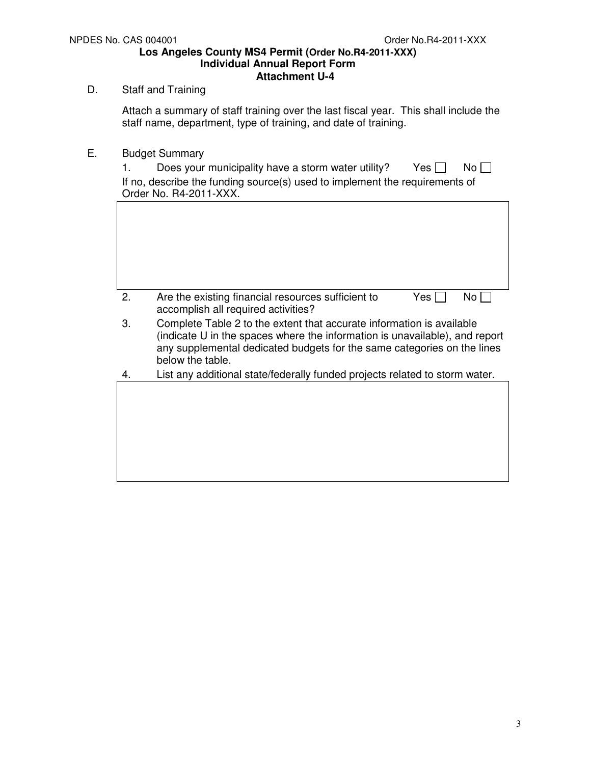**Los Angeles County MS4 Permit (Order No.R4-2011-XXX)**
**Individual Annual Report Form**
**Attachment U-4**

D. Staff and Training

Attach a summary of staff training over the last fiscal year. This shall include the staff name, department, type of training, and date of training.

E. Budget Summary

1. Does your municipality have a storm water utility? Yes ☐ No ☐

If no, describe the funding source(s) used to implement the requirements of Order No. R4-2011-XXX.

| |
|---|
| |

2. Are the existing financial resources sufficient to accomplish all required activities? Yes ☐ No ☐

3. Complete Table 2 to the extent that accurate information is available (indicate U in the spaces where the information is unavailable), and report any supplemental dedicated budgets for the same categories on the lines below the table.

4. List any additional state/federally funded projects related to storm water.

| |
|---|
| |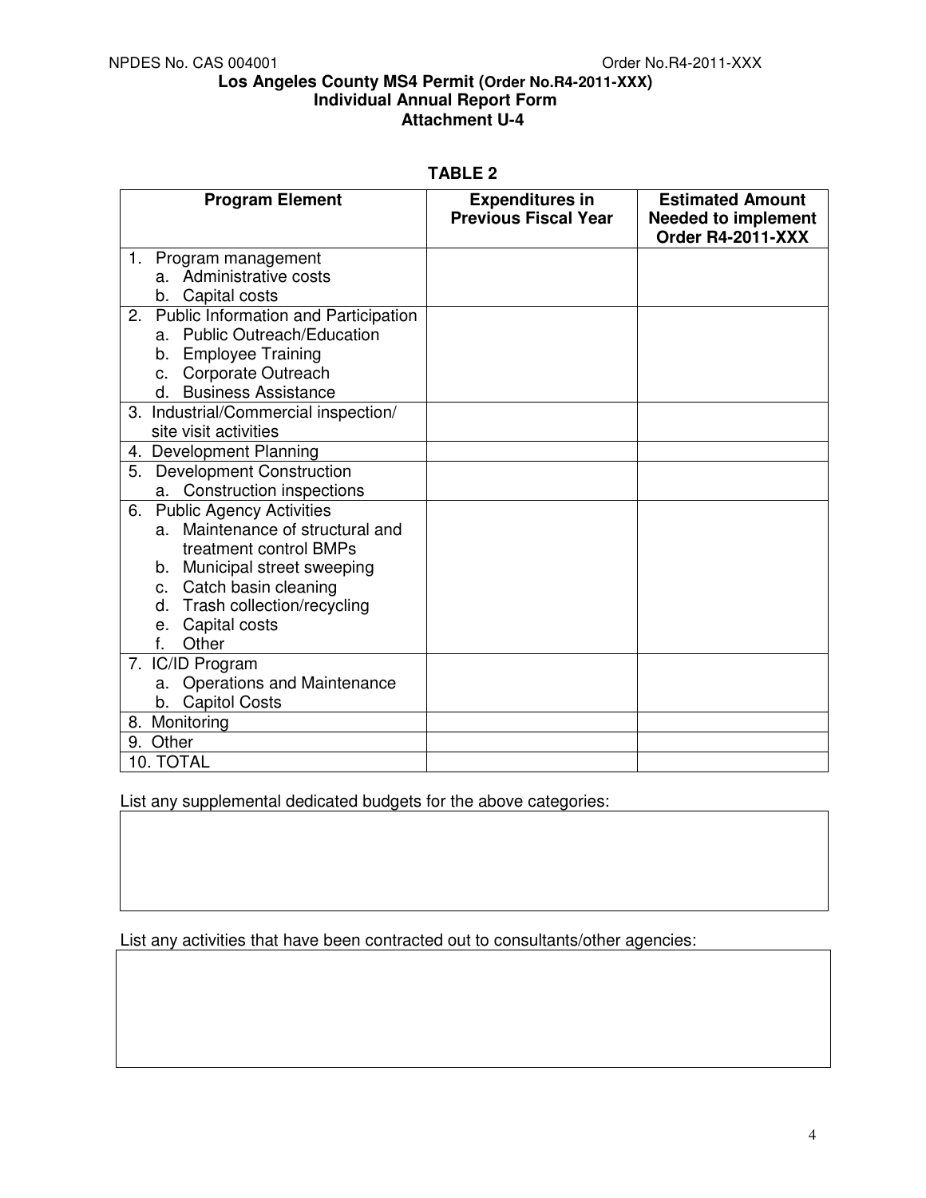Los Angeles County MS4 Permit (Order No.R4-2011-XXX)
Individual Annual Report Form
Attachment U-4

**TABLE 2**

| Program Element | Expenditures in Previous Fiscal Year | Estimated Amount Needed to implement Order R4-2011-XXX |
|---|---|---|
| 1. Program management<br>a. Administrative costs<br>b. Capital costs | | |
| 2. Public Information and Participation<br>a. Public Outreach/Education<br>b. Employee Training<br>c. Corporate Outreach<br>d. Business Assistance | | |
| 3. Industrial/Commercial inspection/ site visit activities | | |
| 4. Development Planning | | |
| 5. Development Construction<br>a. Construction inspections | | |
| 6. Public Agency Activities<br>a. Maintenance of structural and treatment control BMPs<br>b. Municipal street sweeping<br>c. Catch basin cleaning<br>d. Trash collection/recycling<br>e. Capital costs<br>f. Other | | |
| 7. IC/ID Program<br>a. Operations and Maintenance<br>b. Capitol Costs | | |
| 8. Monitoring | | |
| 9. Other | | |
| 10. TOTAL | | |

List any supplemental dedicated budgets for the above categories:

List any activities that have been contracted out to consultants/other agencies: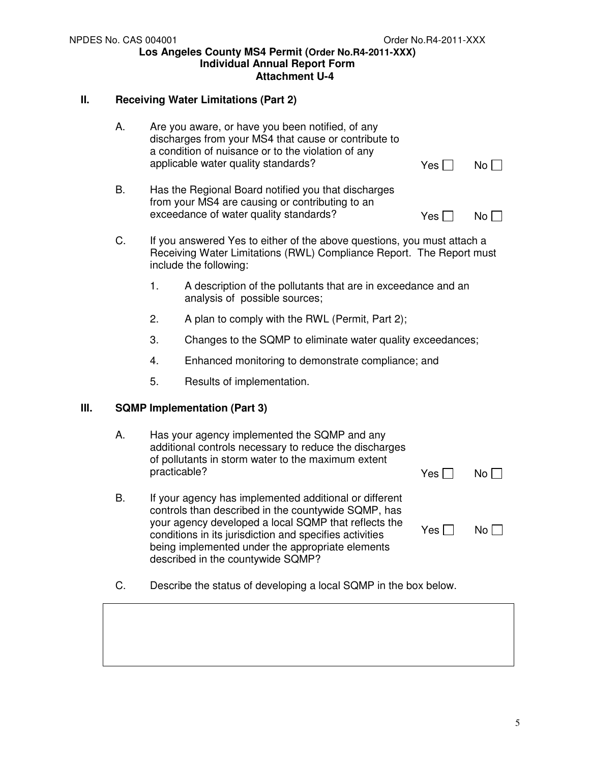## II. Receiving Water Limitations (Part 2)

A. Are you aware, or have you been notified, of any discharges from your MS4 that cause or contribute to a condition of nuisance or to the violation of any applicable water quality standards? Yes ☐ No ☐

B. Has the Regional Board notified you that discharges from your MS4 are causing or contributing to an exceedance of water quality standards? Yes ☐ No ☐

C. If you answered Yes to either of the above questions, you must attach a Receiving Water Limitations (RWL) Compliance Report. The Report must include the following:

1. A description of the pollutants that are in exceedance and an analysis of possible sources;
2. A plan to comply with the RWL (Permit, Part 2);
3. Changes to the SQMP to eliminate water quality exceedances;
4. Enhanced monitoring to demonstrate compliance; and
5. Results of implementation.

## III. SQMP Implementation (Part 3)

A. Has your agency implemented the SQMP and any additional controls necessary to reduce the discharges of pollutants in storm water to the maximum extent practicable? Yes ☐ No ☐

B. If your agency has implemented additional or different controls than described in the countywide SQMP, has your agency developed a local SQMP that reflects the conditions in its jurisdiction and specifies activities being implemented under the appropriate elements described in the countywide SQMP? Yes ☐ No ☐

C. Describe the status of developing a local SQMP in the box below.

| |
|---|
| |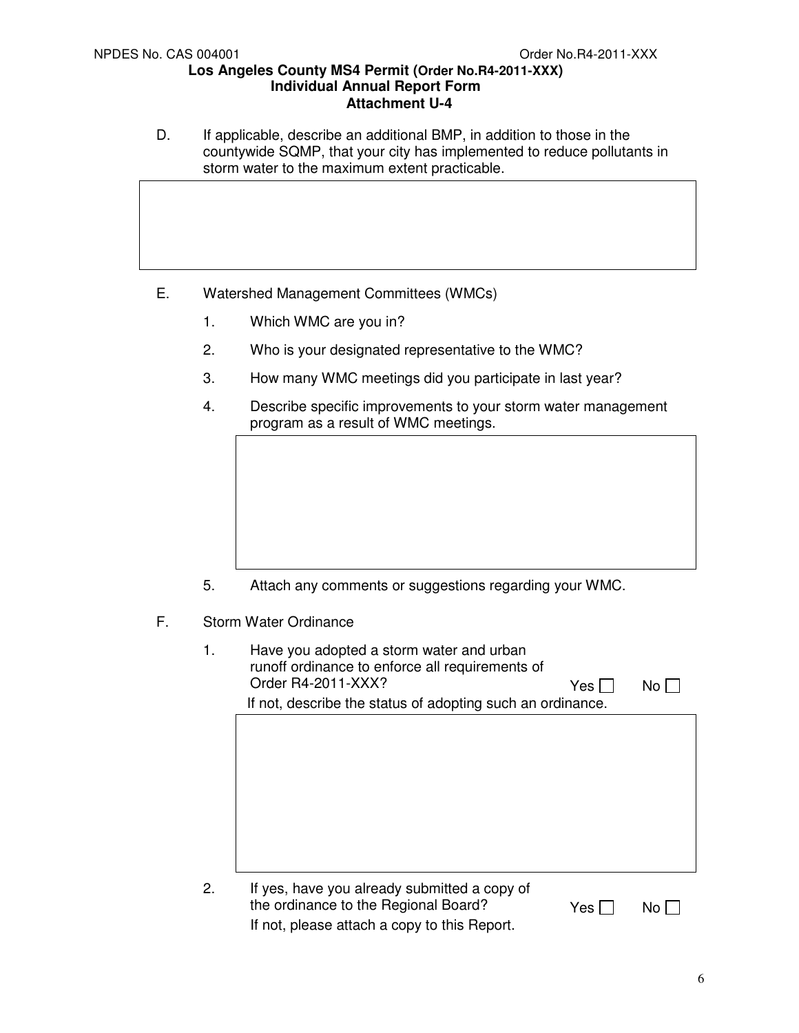D. If applicable, describe an additional BMP, in addition to those in the countywide SQMP, that your city has implemented to reduce pollutants in storm water to the maximum extent practicable.

E. Watershed Management Committees (WMCs)

1. Which WMC are you in?
2. Who is your designated representative to the WMC?
3. How many WMC meetings did you participate in last year?
4. Describe specific improvements to your storm water management program as a result of WMC meetings.
5. Attach any comments or suggestions regarding your WMC.

F. Storm Water Ordinance

1. Have you adopted a storm water and urban runoff ordinance to enforce all requirements of Order R4-2011-XXX? Yes ☐ No ☐

   If not, describe the status of adopting such an ordinance.

2. If yes, have you already submitted a copy of the ordinance to the Regional Board? Yes ☐ No ☐

   If not, please attach a copy to this Report.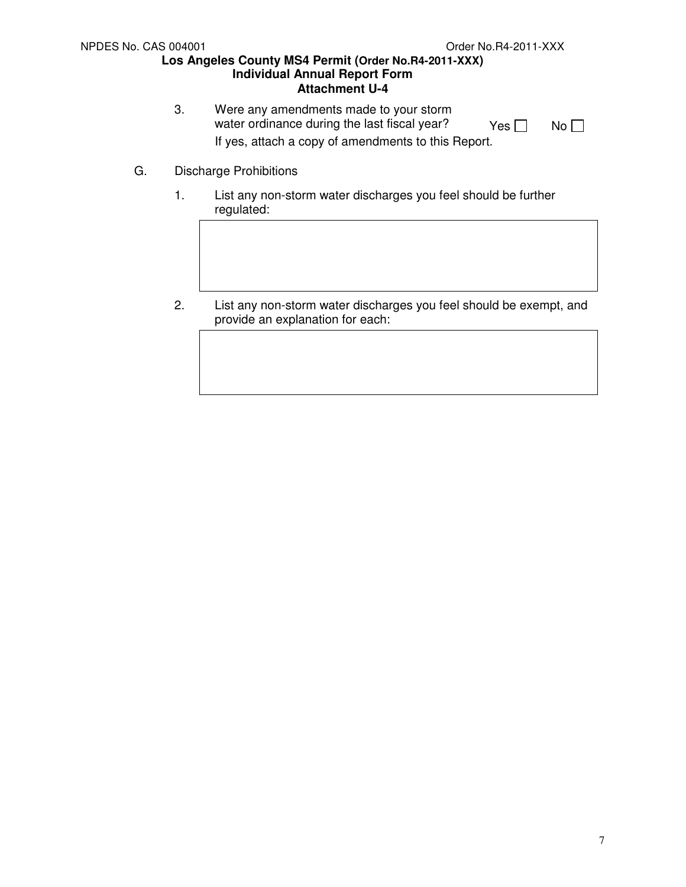3. Were any amendments made to your storm water ordinance during the last fiscal year? Yes ☐ No ☐

   If yes, attach a copy of amendments to this Report.

G. Discharge Prohibitions

1. List any non-storm water discharges you feel should be further regulated:

| |
|---|
| |

2. List any non-storm water discharges you feel should be exempt, and provide an explanation for each:

| |
|---|
| |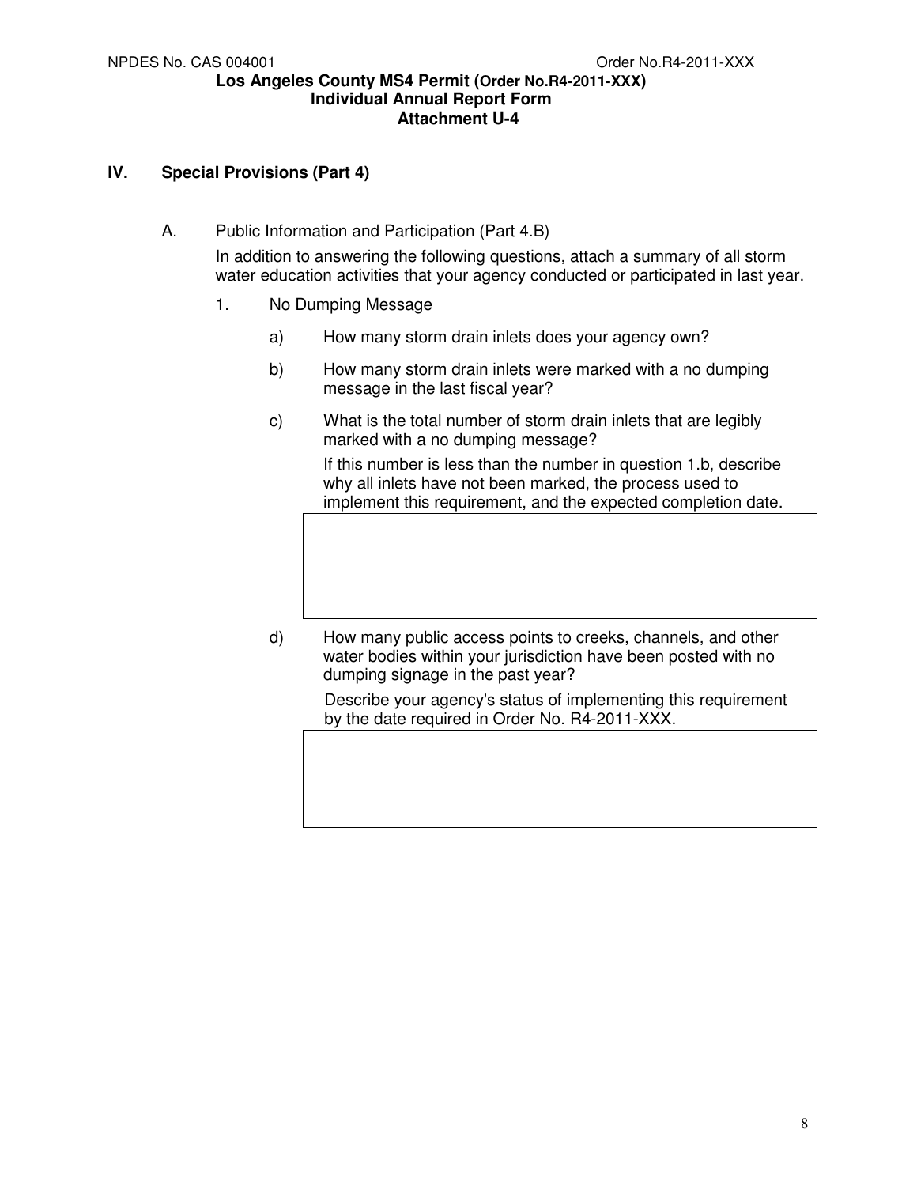**Los Angeles County MS4 Permit (Order No.R4-2011-XXX)**
**Individual Annual Report Form**
**Attachment U-4**

## IV. Special Provisions (Part 4)

A. Public Information and Participation (Part 4.B)

In addition to answering the following questions, attach a summary of all storm water education activities that your agency conducted or participated in last year.

1. No Dumping Message

   a) How many storm drain inlets does your agency own?

   b) How many storm drain inlets were marked with a no dumping message in the last fiscal year?

   c) What is the total number of storm drain inlets that are legibly marked with a no dumping message?

   If this number is less than the number in question 1.b, describe why all inlets have not been marked, the process used to implement this requirement, and the expected completion date.

   | |
   |---|
   | |

   d) How many public access points to creeks, channels, and other water bodies within your jurisdiction have been posted with no dumping signage in the past year?

   Describe your agency's status of implementing this requirement by the date required in Order No. R4-2011-XXX.

   | |
   |---|
   | |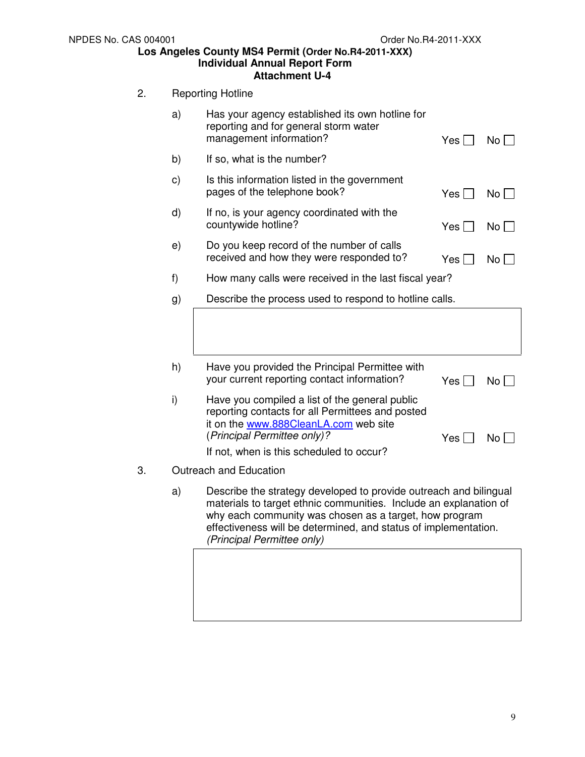2. Reporting Hotline

a) Has your agency established its own hotline for reporting and for general storm water management information? Yes ☐ No ☐

b) If so, what is the number?

c) Is this information listed in the government pages of the telephone book? Yes ☐ No ☐

d) If no, is your agency coordinated with the countywide hotline? Yes ☐ No ☐

e) Do you keep record of the number of calls received and how they were responded to? Yes ☐ No ☐

f) How many calls were received in the last fiscal year?

g) Describe the process used to respond to hotline calls.

| |
|---|
| |

h) Have you provided the Principal Permittee with your current reporting contact information? Yes ☐ No ☐

i) Have you compiled a list of the general public reporting contacts for all Permittees and posted it on the [www.888CleanLA.com](http://www.888CleanLA.com) web site (*Principal Permittee only)?* Yes ☐ No ☐

If not, when is this scheduled to occur?

3. Outreach and Education

a) Describe the strategy developed to provide outreach and bilingual materials to target ethnic communities. Include an explanation of why each community was chosen as a target, how program effectiveness will be determined, and status of implementation. *(Principal Permittee only)*

| |
|---|
| |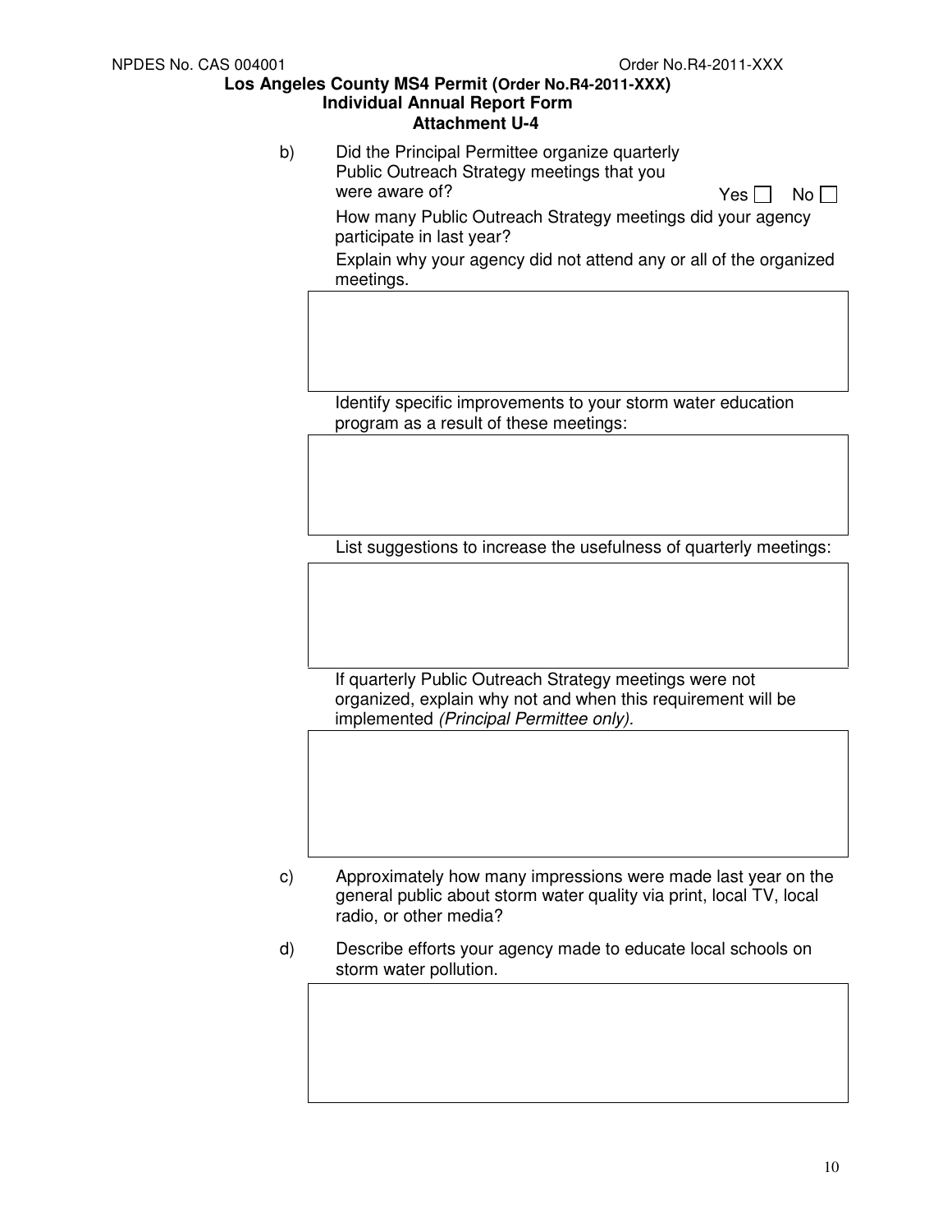b) Did the Principal Permittee organize quarterly Public Outreach Strategy meetings that you were aware of? Yes ☐ No ☐

How many Public Outreach Strategy meetings did your agency participate in last year?

Explain why your agency did not attend any or all of the organized meetings.

| |
|---|
| |

Identify specific improvements to your storm water education program as a result of these meetings:

| |
|---|
| |

List suggestions to increase the usefulness of quarterly meetings:

| |
|---|
| |

If quarterly Public Outreach Strategy meetings were not organized, explain why not and when this requirement will be implemented *(Principal Permittee only).*

| |
|---|
| |

c) Approximately how many impressions were made last year on the general public about storm water quality via print, local TV, local radio, or other media?

d) Describe efforts your agency made to educate local schools on storm water pollution.

| |
|---|
| |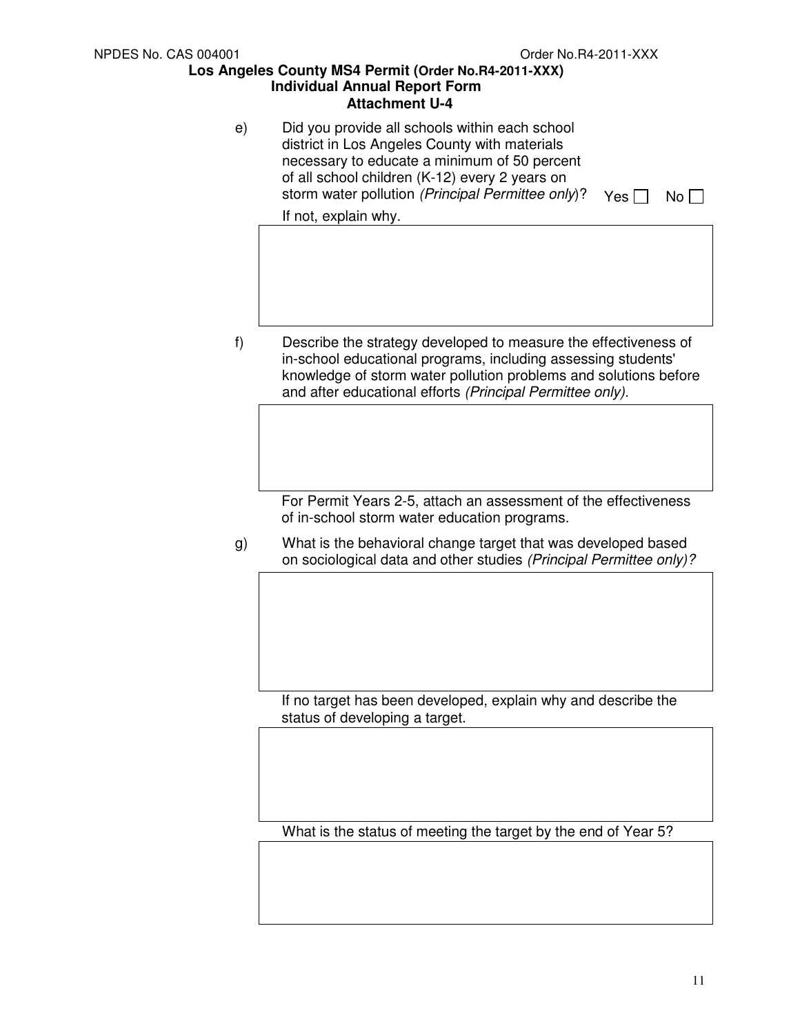e) Did you provide all schools within each school district in Los Angeles County with materials necessary to educate a minimum of 50 percent of all school children (K-12) every 2 years on storm water pollution *(Principal Permittee only)*? Yes ☐ No ☐

If not, explain why.

| |
|---|
| |

f) Describe the strategy developed to measure the effectiveness of in-school educational programs, including assessing students' knowledge of storm water pollution problems and solutions before and after educational efforts *(Principal Permittee only)*.

| |
|---|
| |

For Permit Years 2-5, attach an assessment of the effectiveness of in-school storm water education programs.

g) What is the behavioral change target that was developed based on sociological data and other studies *(Principal Permittee only)?*

| |
|---|
| |

If no target has been developed, explain why and describe the status of developing a target.

| |
|---|
| |

What is the status of meeting the target by the end of Year 5?

| |
|---|
| |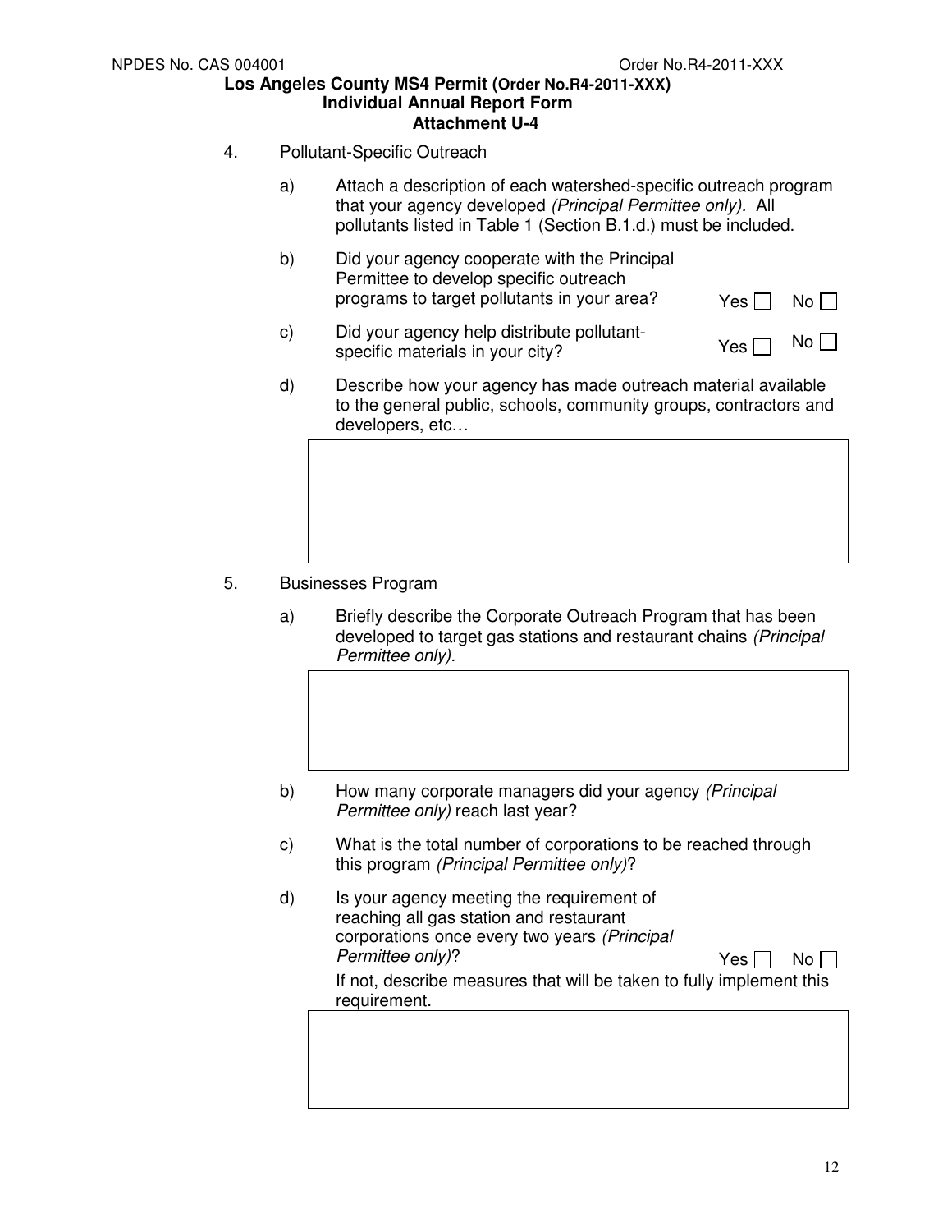4. Pollutant-Specific Outreach

   a) Attach a description of each watershed-specific outreach program that your agency developed *(Principal Permittee only).* All pollutants listed in Table 1 (Section B.1.d.) must be included.

   b) Did your agency cooperate with the Principal Permittee to develop specific outreach programs to target pollutants in your area? Yes ☐ No ☐

   c) Did your agency help distribute pollutant-specific materials in your city? Yes ☐ No ☐

   d) Describe how your agency has made outreach material available to the general public, schools, community groups, contractors and developers, etc…

5. Businesses Program

   a) Briefly describe the Corporate Outreach Program that has been developed to target gas stations and restaurant chains *(Principal Permittee only).*

   b) How many corporate managers did your agency *(Principal Permittee only)* reach last year?

   c) What is the total number of corporations to be reached through this program *(Principal Permittee only)*?

   d) Is your agency meeting the requirement of reaching all gas station and restaurant corporations once every two years *(Principal Permittee only)*? Yes ☐ No ☐

      If not, describe measures that will be taken to fully implement this requirement.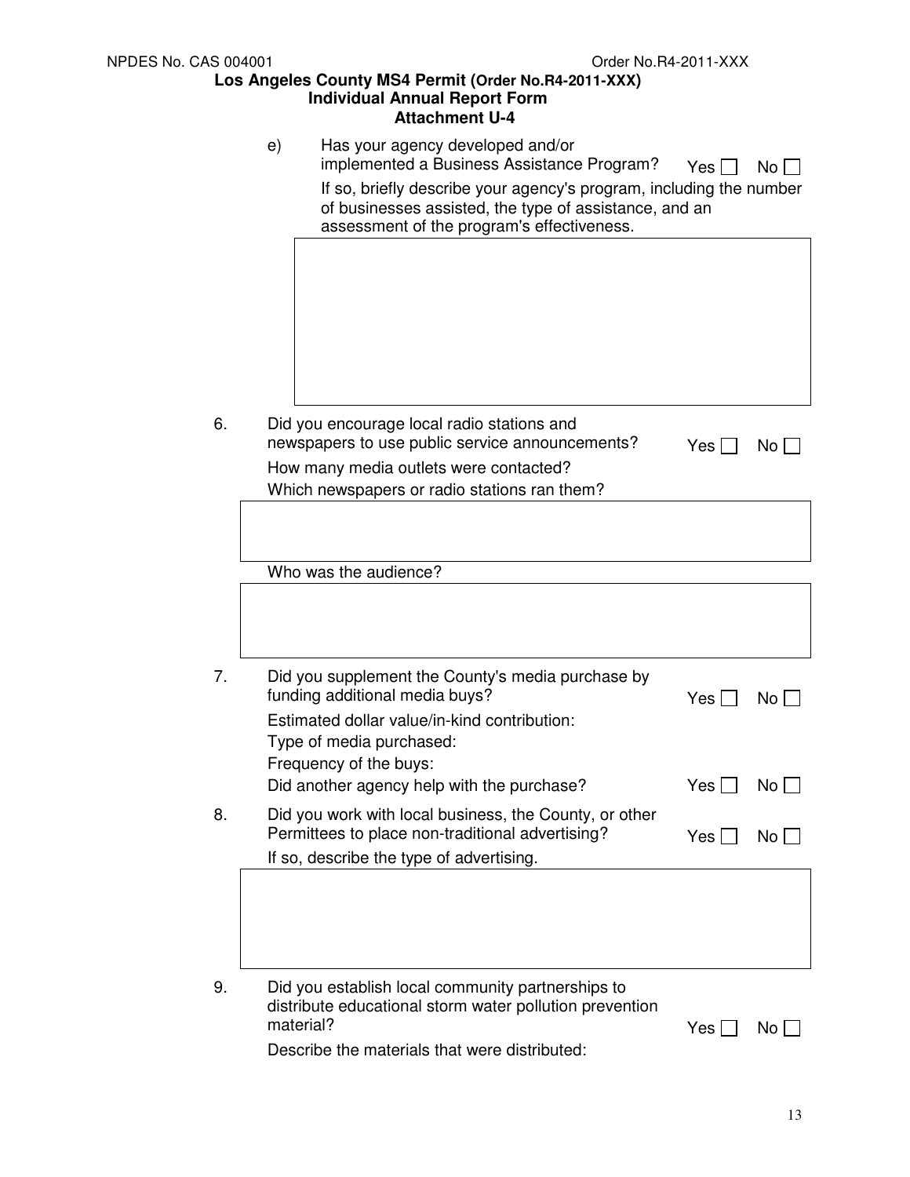e) Has your agency developed and/or implemented a Business Assistance Program? Yes ☐ No ☐

If so, briefly describe your agency's program, including the number of businesses assisted, the type of assistance, and an assessment of the program's effectiveness.

6. Did you encourage local radio stations and newspapers to use public service announcements? Yes ☐ No ☐

How many media outlets were contacted?

Which newspapers or radio stations ran them?

Who was the audience?

7. Did you supplement the County's media purchase by funding additional media buys? Yes ☐ No ☐

Estimated dollar value/in-kind contribution:

Type of media purchased:

Frequency of the buys:

Did another agency help with the purchase? Yes ☐ No ☐

8. Did you work with local business, the County, or other Permittees to place non-traditional advertising? Yes ☐ No ☐

If so, describe the type of advertising.

9. Did you establish local community partnerships to distribute educational storm water pollution prevention material? Yes ☐ No ☐

Describe the materials that were distributed: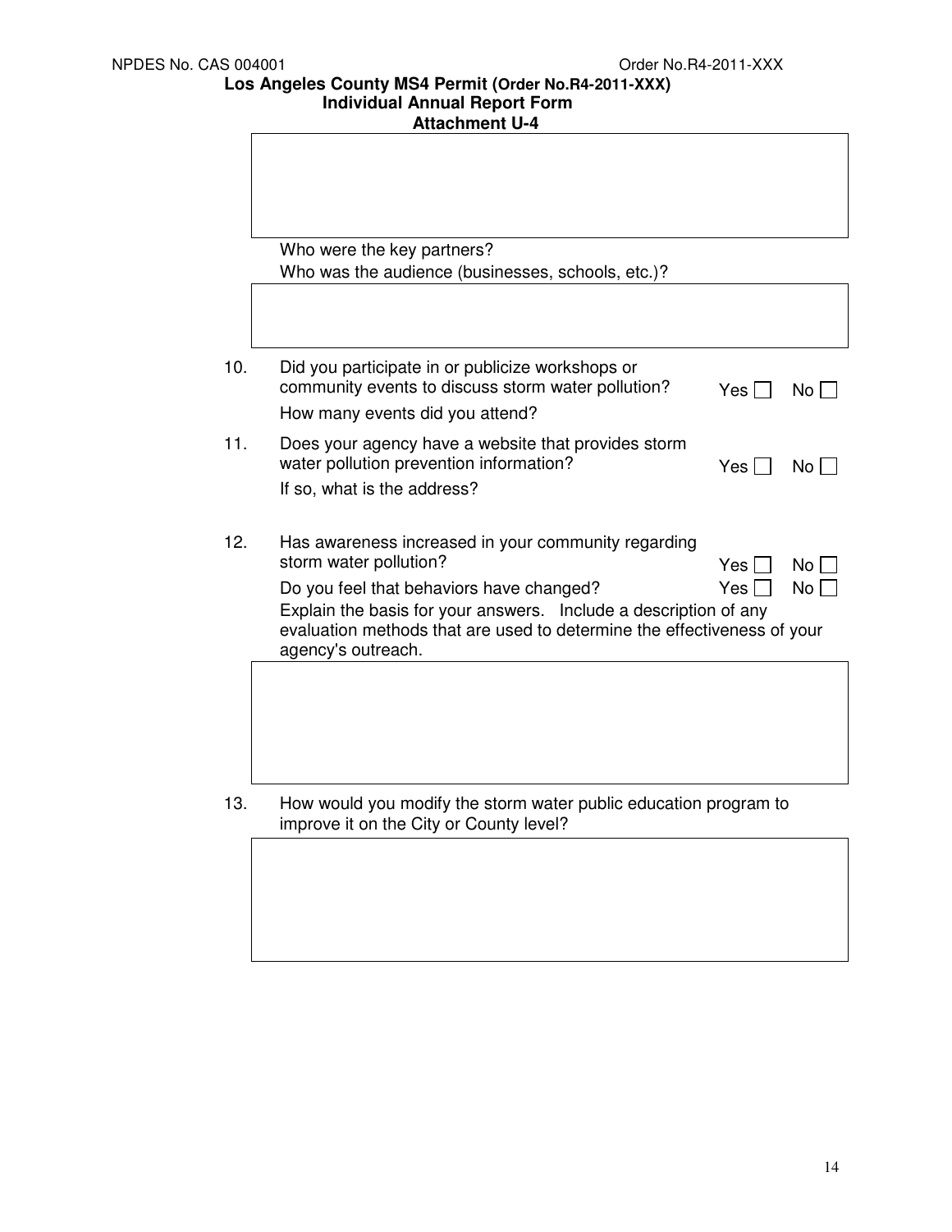Who were the key partners?

Who was the audience (businesses, schools, etc.)?

10. Did you participate in or publicize workshops or community events to discuss storm water pollution? Yes ☐ No ☐

    How many events did you attend?

11. Does your agency have a website that provides storm water pollution prevention information? Yes ☐ No ☐

    If so, what is the address?

12. Has awareness increased in your community regarding storm water pollution? Yes ☐ No ☐

    Do you feel that behaviors have changed? Yes ☐ No ☐

    Explain the basis for your answers. Include a description of any evaluation methods that are used to determine the effectiveness of your agency's outreach.

13. How would you modify the storm water public education program to improve it on the City or County level?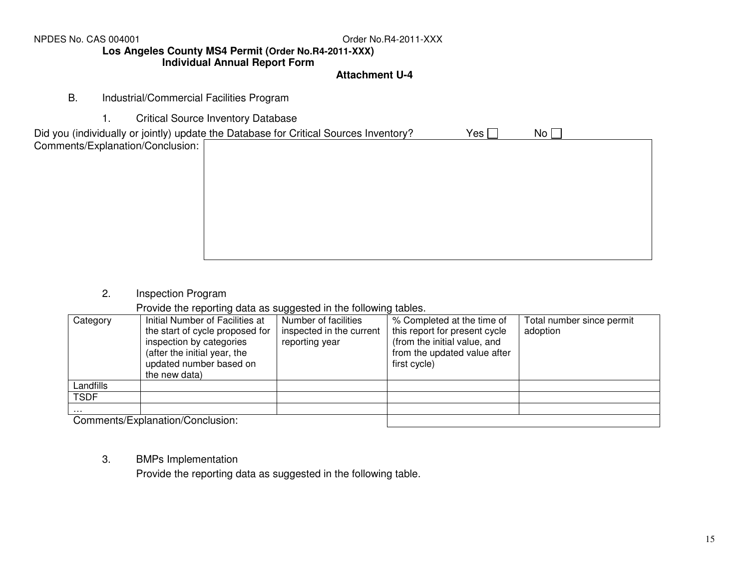NPDES No. CAS 004001 Order No.R4-2011-XXX

**Los Angeles County MS4 Permit (Order No.R4-2011-XXX)**
**Individual Annual Report Form**

**Attachment U-4**

B. Industrial/Commercial Facilities Program

1. Critical Source Inventory Database

Did you (individually or jointly) update the Database for Critical Sources Inventory? Yes ☐ No ☐

Comments/Explanation/Conclusion:

2. Inspection Program

Provide the reporting data as suggested in the following tables.

| Category | Initial Number of Facilities at the start of cycle proposed for inspection by categories (after the initial year, the updated number based on the new data) | Number of facilities inspected in the current reporting year | % Completed at the time of this report for present cycle (from the initial value, and from the updated value after first cycle) | Total number since permit adoption |
|---|---|---|---|---|
| Landfills | | | | |
| TSDF | | | | |
| … | | | | |

Comments/Explanation/Conclusion:

3. BMPs Implementation

Provide the reporting data as suggested in the following table.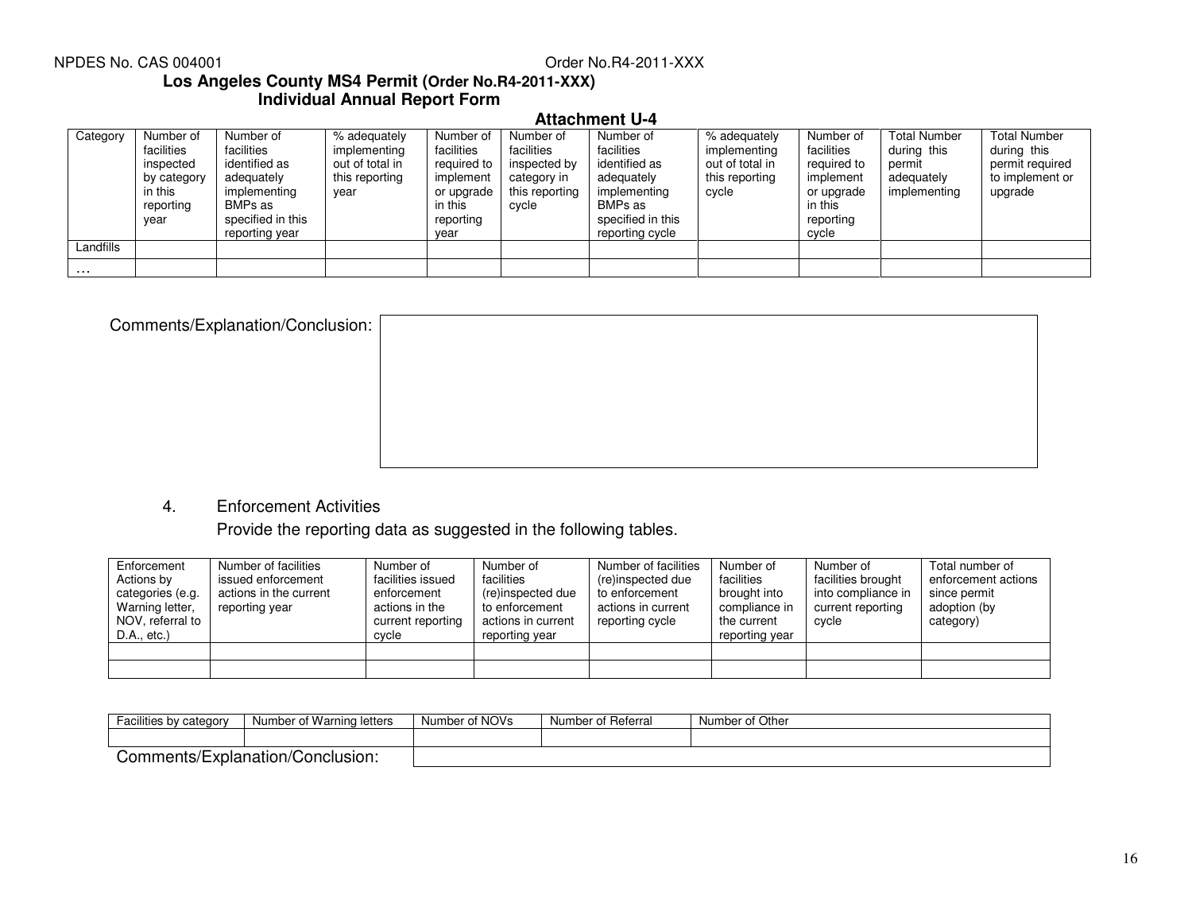**Los Angeles County MS4 Permit (Order No.R4-2011-XXX)**
**Individual Annual Report Form**

**Attachment U-4**

| Category | Number of facilities inspected by category in this reporting year | Number of facilities identified as adequately implementing BMPs as specified in this reporting year | % adequately implementing out of total in this reporting year | Number of facilities required to implement or upgrade in this reporting year | Number of facilities inspected by category in this reporting cycle | Number of facilities identified as adequately implementing BMPs as specified in this reporting cycle | % adequately implementing out of total in this reporting cycle | Number of facilities required to implement or upgrade in this reporting cycle | Total Number during this permit adequately implementing | Total Number during this permit required to implement or upgrade |
|---|---|---|---|---|---|---|---|---|---|---|
| Landfills | | | | | | | | | | |
| … | | | | | | | | | | |

Comments/Explanation/Conclusion:

4. Enforcement Activities

Provide the reporting data as suggested in the following tables.

| Enforcement Actions by categories (e.g. Warning letter, NOV, referral to D.A., etc.) | Number of facilities issued enforcement actions in the current reporting year | Number of facilities issued enforcement actions in the current reporting cycle | Number of facilities (re)inspected due to enforcement actions in current reporting year | Number of facilities (re)inspected due to enforcement actions in current reporting cycle | Number of facilities brought into compliance in the current reporting year | Number of facilities brought into compliance in current reporting cycle | Total number of enforcement actions since permit adoption (by category) |
|---|---|---|---|---|---|---|---|
| | | | | | | | |
| | | | | | | | |

| Facilities by category | Number of Warning letters | Number of NOVs | Number of Referral | Number of Other |
|---|---|---|---|---|
| | | | | |

Comments/Explanation/Conclusion: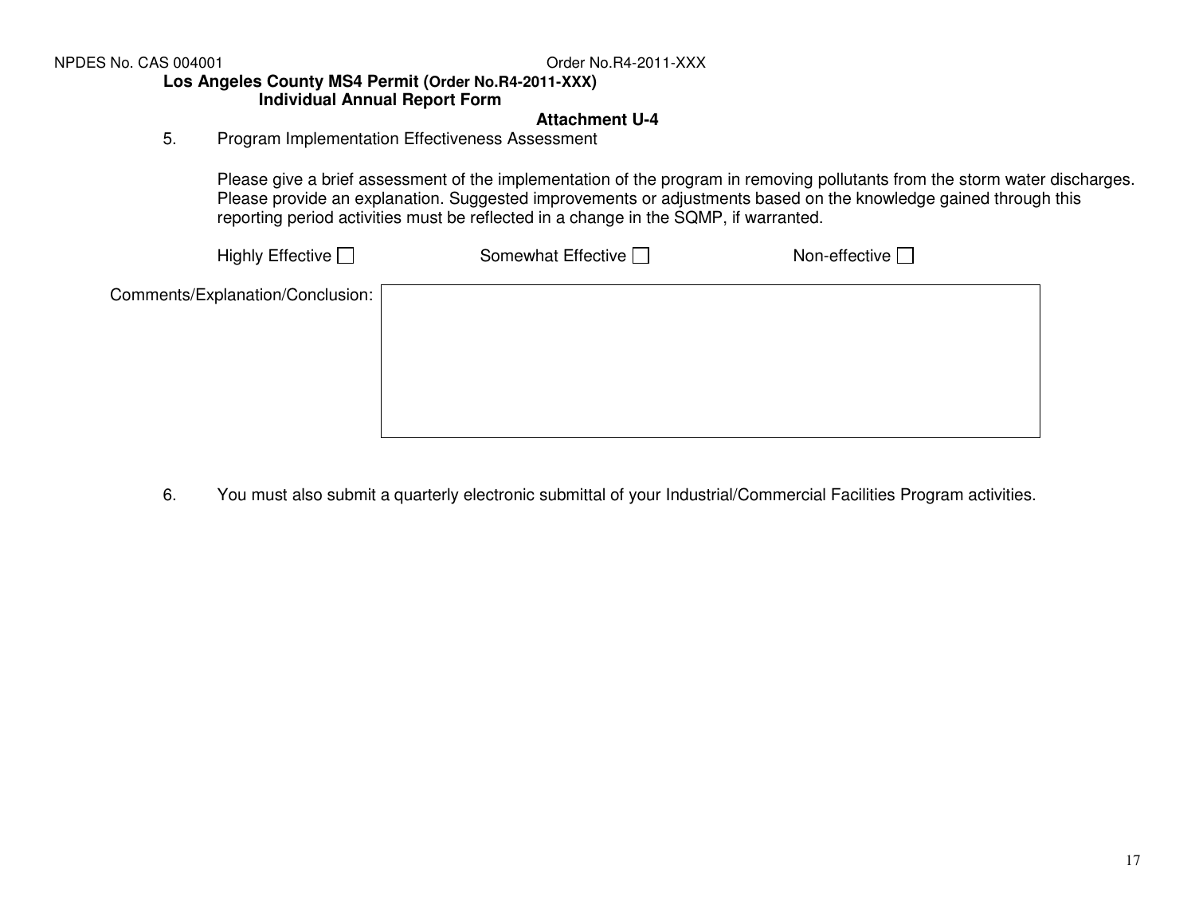**Los Angeles County MS4 Permit (Order No.R4-2011-XXX)**
**Individual Annual Report Form**

**Attachment U-4**

5. Program Implementation Effectiveness Assessment

   Please give a brief assessment of the implementation of the program in removing pollutants from the storm water discharges. Please provide an explanation. Suggested improvements or adjustments based on the knowledge gained through this reporting period activities must be reflected in a change in the SQMP, if warranted.

   Highly Effective ☐ Somewhat Effective ☐ Non-effective ☐

Comments/Explanation/Conclusion:

| |
|---|
| |

6. You must also submit a quarterly electronic submittal of your Industrial/Commercial Facilities Program activities.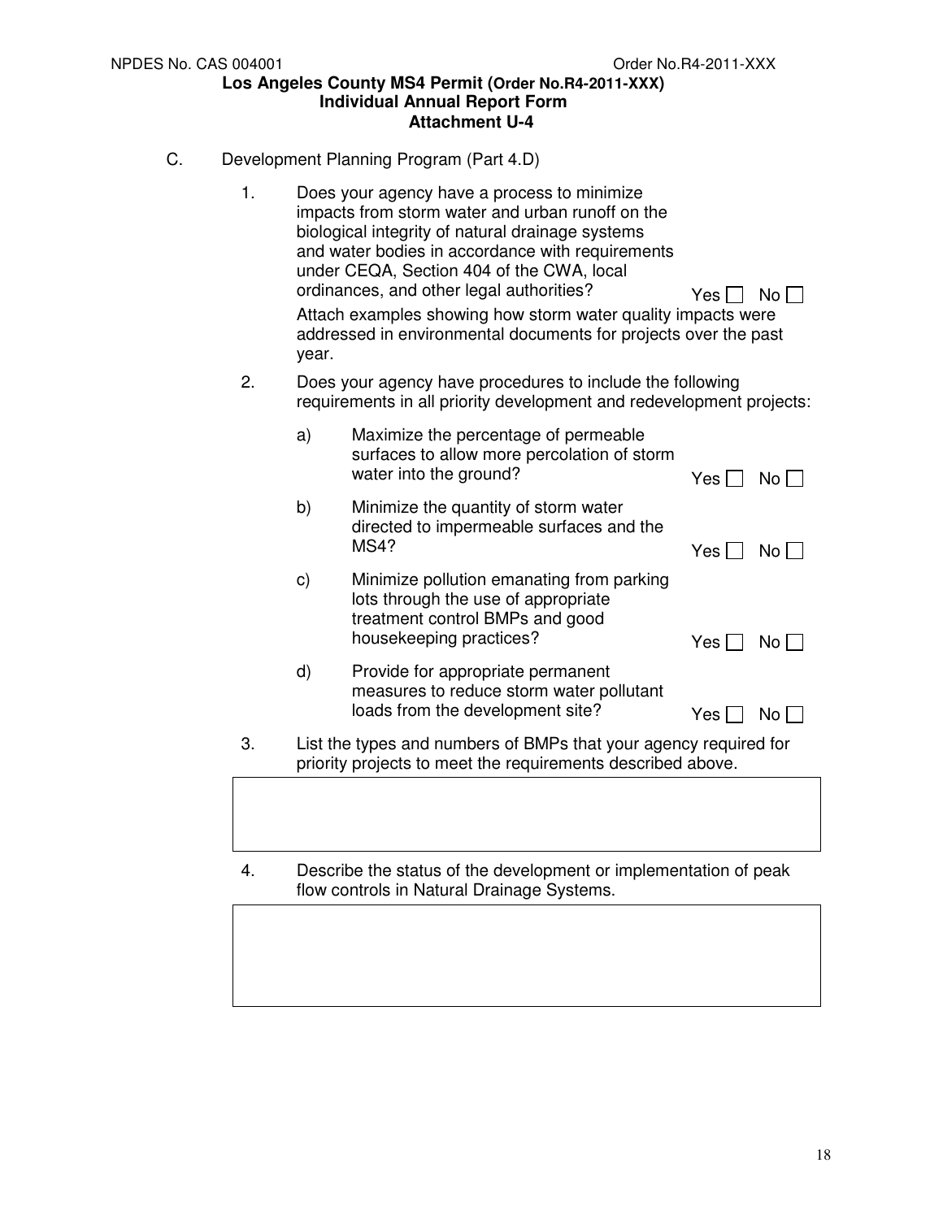NPDES No. CAS 004001 Order No.R4-2011-XXX

**Los Angeles County MS4 Permit (Order No.R4-2011-XXX)**
**Individual Annual Report Form**
**Attachment U-4**

C. Development Planning Program (Part 4.D)

1. Does your agency have a process to minimize impacts from storm water and urban runoff on the biological integrity of natural drainage systems and water bodies in accordance with requirements under CEQA, Section 404 of the CWA, local ordinances, and other legal authorities? Yes ☐ No ☐

   Attach examples showing how storm water quality impacts were addressed in environmental documents for projects over the past year.

2. Does your agency have procedures to include the following requirements in all priority development and redevelopment projects:

   a) Maximize the percentage of permeable surfaces to allow more percolation of storm water into the ground? Yes ☐ No ☐

   b) Minimize the quantity of storm water directed to impermeable surfaces and the MS4? Yes ☐ No ☐

   c) Minimize pollution emanating from parking lots through the use of appropriate treatment control BMPs and good housekeeping practices? Yes ☐ No ☐

   d) Provide for appropriate permanent measures to reduce storm water pollutant loads from the development site? Yes ☐ No ☐

3. List the types and numbers of BMPs that your agency required for priority projects to meet the requirements described above.

| |
|---|
| |

4. Describe the status of the development or implementation of peak flow controls in Natural Drainage Systems.

| |
|---|
| |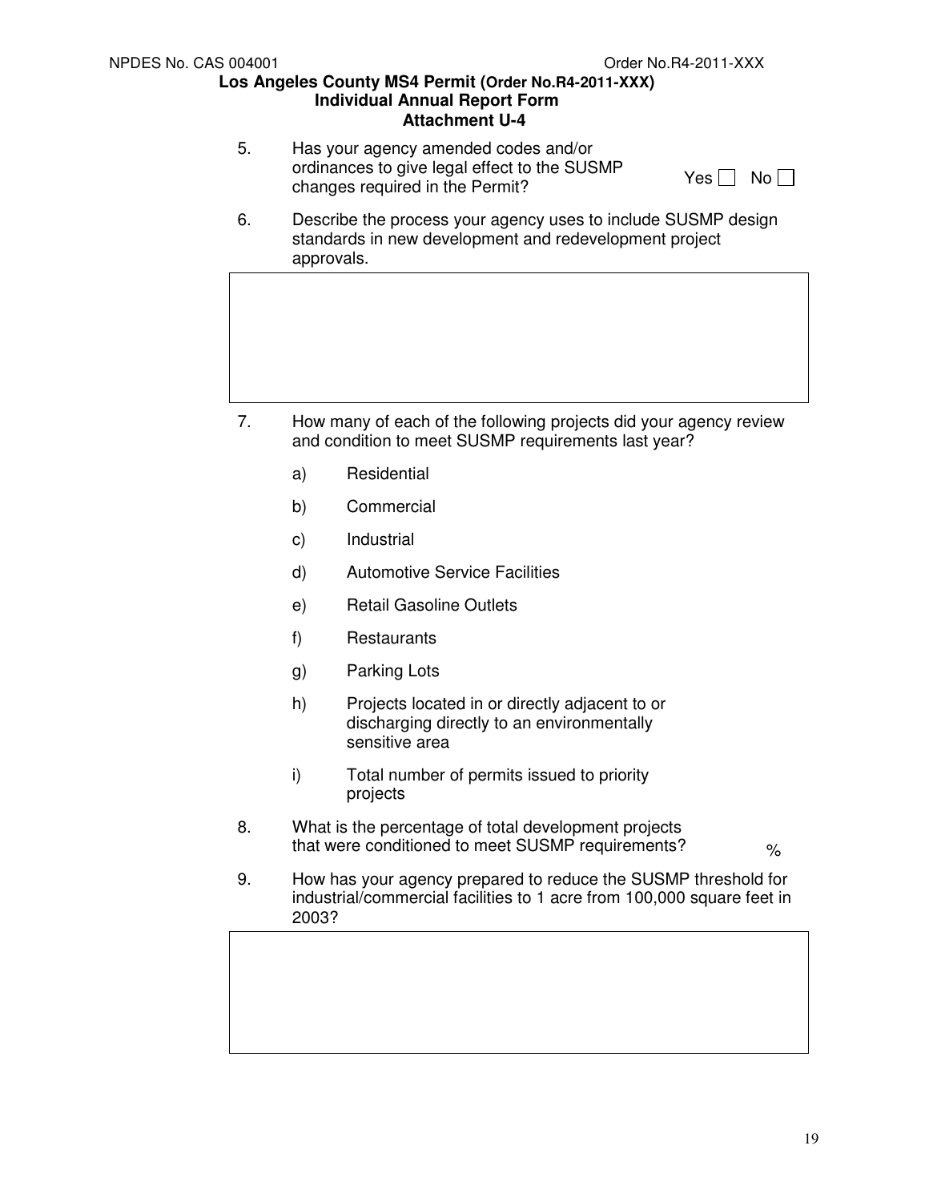5. Has your agency amended codes and/or ordinances to give legal effect to the SUSMP changes required in the Permit? Yes ☐ No ☐

6. Describe the process your agency uses to include SUSMP design standards in new development and redevelopment project approvals.

|  |
|---|
|  |

7. How many of each of the following projects did your agency review and condition to meet SUSMP requirements last year?

   a) Residential

   b) Commercial

   c) Industrial

   d) Automotive Service Facilities

   e) Retail Gasoline Outlets

   f) Restaurants

   g) Parking Lots

   h) Projects located in or directly adjacent to or discharging directly to an environmentally sensitive area

   i) Total number of permits issued to priority projects

8. What is the percentage of total development projects that were conditioned to meet SUSMP requirements? %

9. How has your agency prepared to reduce the SUSMP threshold for industrial/commercial facilities to 1 acre from 100,000 square feet in 2003?

|  |
|---|
|  |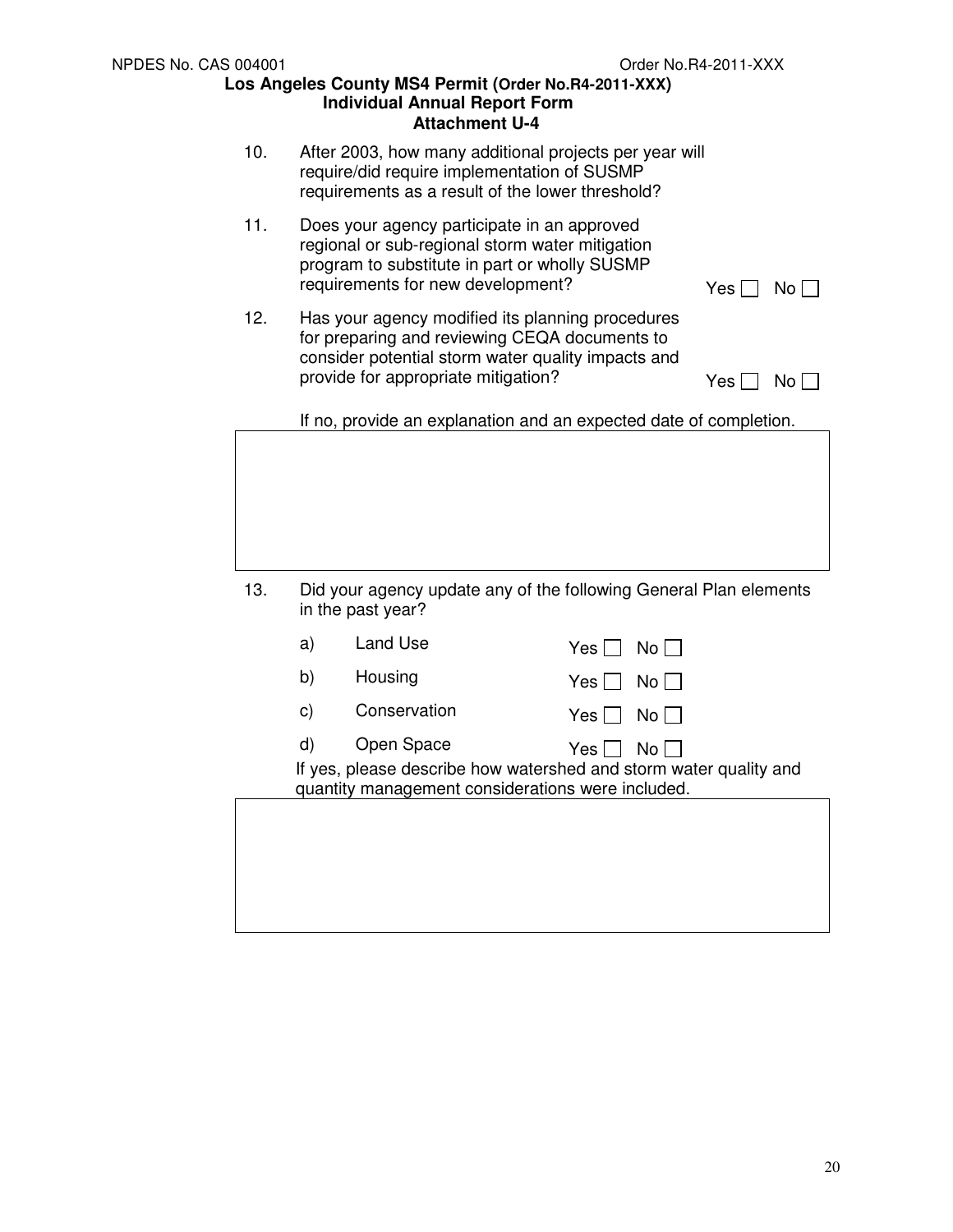10. After 2003, how many additional projects per year will require/did require implementation of SUSMP requirements as a result of the lower threshold?

11. Does your agency participate in an approved regional or sub-regional storm water mitigation program to substitute in part or wholly SUSMP requirements for new development? Yes ☐ No ☐

12. Has your agency modified its planning procedures for preparing and reviewing CEQA documents to consider potential storm water quality impacts and provide for appropriate mitigation? Yes ☐ No ☐

    If no, provide an explanation and an expected date of completion.

| |
|---|
| |

13. Did your agency update any of the following General Plan elements in the past year?

    a) Land Use Yes ☐ No ☐

    b) Housing Yes ☐ No ☐

    c) Conservation Yes ☐ No ☐

    d) Open Space Yes ☐ No ☐

    If yes, please describe how watershed and storm water quality and quantity management considerations were included.

| |
|---|
| |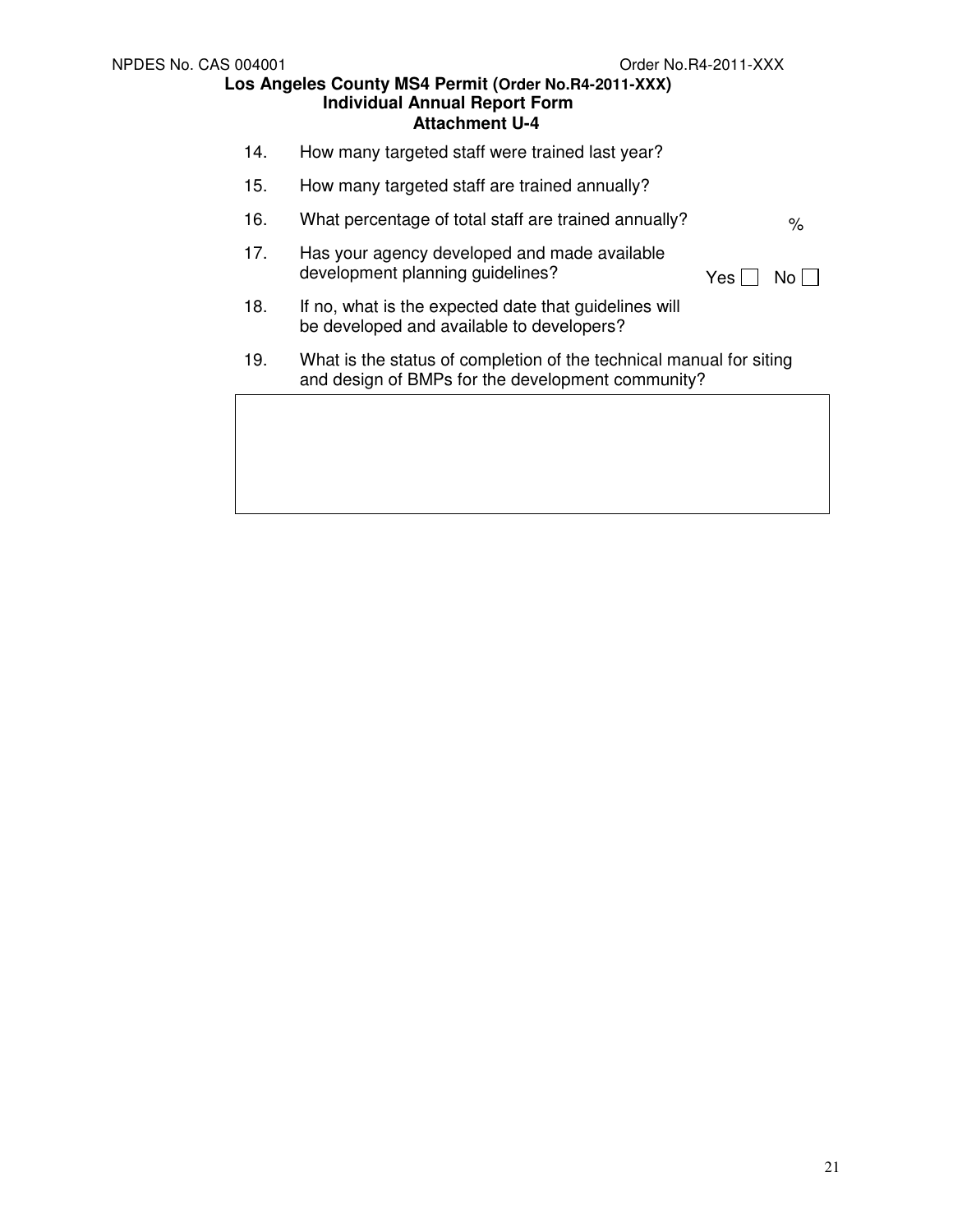14. How many targeted staff were trained last year?

15. How many targeted staff are trained annually?

16. What percentage of total staff are trained annually? %

17. Has your agency developed and made available development planning guidelines? Yes ☐ No ☐

18. If no, what is the expected date that guidelines will be developed and available to developers?

19. What is the status of completion of the technical manual for siting and design of BMPs for the development community?

| |
|---|
| |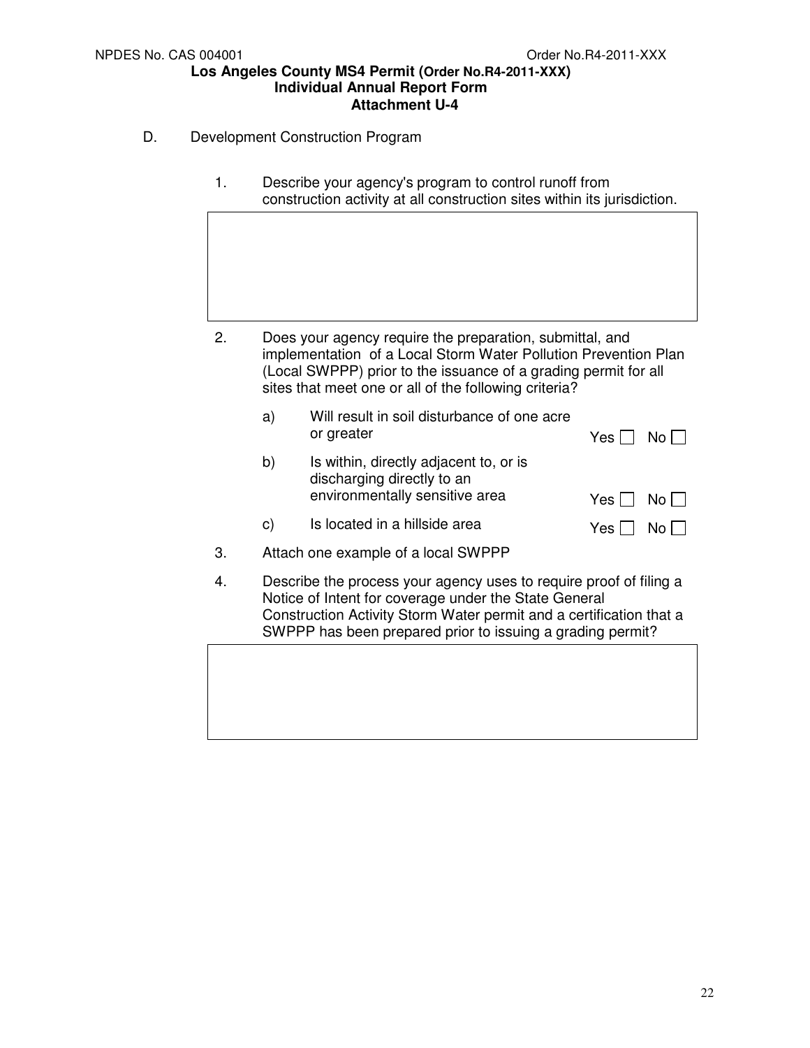D. Development Construction Program

1. Describe your agency's program to control runoff from construction activity at all construction sites within its jurisdiction.

2. Does your agency require the preparation, submittal, and implementation of a Local Storm Water Pollution Prevention Plan (Local SWPPP) prior to the issuance of a grading permit for all sites that meet one or all of the following criteria?

   a) Will result in soil disturbance of one acre or greater — Yes ☐ No ☐

   b) Is within, directly adjacent to, or is discharging directly to an environmentally sensitive area — Yes ☐ No ☐

   c) Is located in a hillside area — Yes ☐ No ☐

3. Attach one example of a local SWPPP

4. Describe the process your agency uses to require proof of filing a Notice of Intent for coverage under the State General Construction Activity Storm Water permit and a certification that a SWPPP has been prepared prior to issuing a grading permit?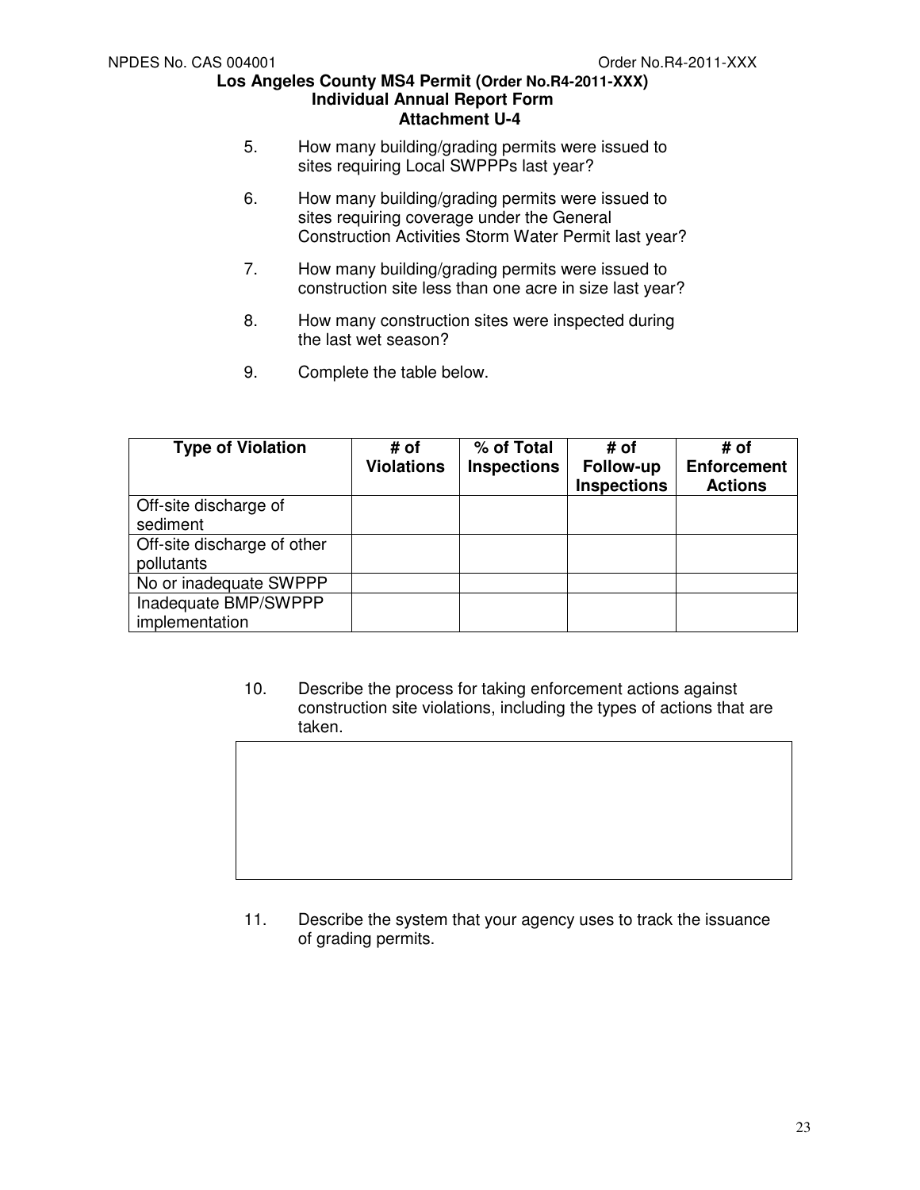5. How many building/grading permits were issued to sites requiring Local SWPPPs last year?

6. How many building/grading permits were issued to sites requiring coverage under the General Construction Activities Storm Water Permit last year?

7. How many building/grading permits were issued to construction site less than one acre in size last year?

8. How many construction sites were inspected during the last wet season?

9. Complete the table below.

| Type of Violation | # of Violations | % of Total Inspections | # of Follow-up Inspections | # of Enforcement Actions |
|---|---|---|---|---|
| Off-site discharge of sediment | | | | |
| Off-site discharge of other pollutants | | | | |
| No or inadequate SWPPP | | | | |
| Inadequate BMP/SWPPP implementation | | | | |

10. Describe the process for taking enforcement actions against construction site violations, including the types of actions that are taken.

| |
|---|
| |

11. Describe the system that your agency uses to track the issuance of grading permits.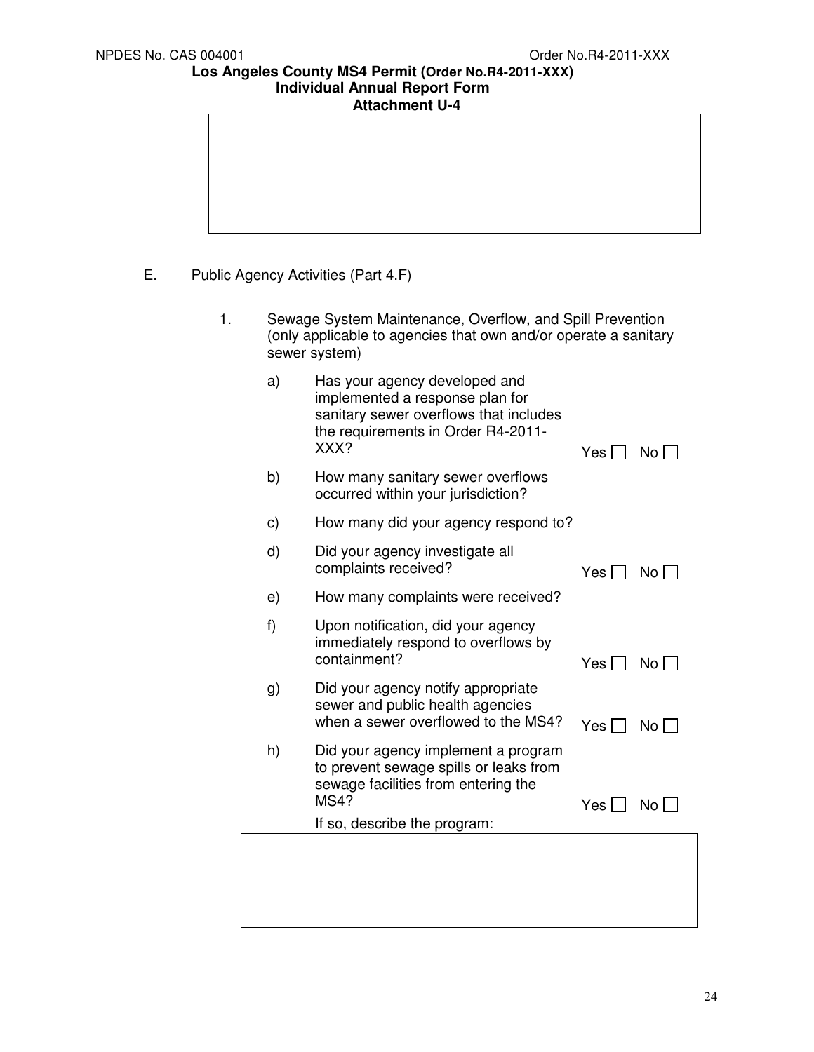E. Public Agency Activities (Part 4.F)

1. Sewage System Maintenance, Overflow, and Spill Prevention (only applicable to agencies that own and/or operate a sanitary sewer system)

   a) Has your agency developed and implemented a response plan for sanitary sewer overflows that includes the requirements in Order R4-2011-XXX? Yes ☐ No ☐

   b) How many sanitary sewer overflows occurred within your jurisdiction?

   c) How many did your agency respond to?

   d) Did your agency investigate all complaints received? Yes ☐ No ☐

   e) How many complaints were received?

   f) Upon notification, did your agency immediately respond to overflows by containment? Yes ☐ No ☐

   g) Did your agency notify appropriate sewer and public health agencies when a sewer overflowed to the MS4? Yes ☐ No ☐

   h) Did your agency implement a program to prevent sewage spills or leaks from sewage facilities from entering the MS4? Yes ☐ No ☐

      If so, describe the program: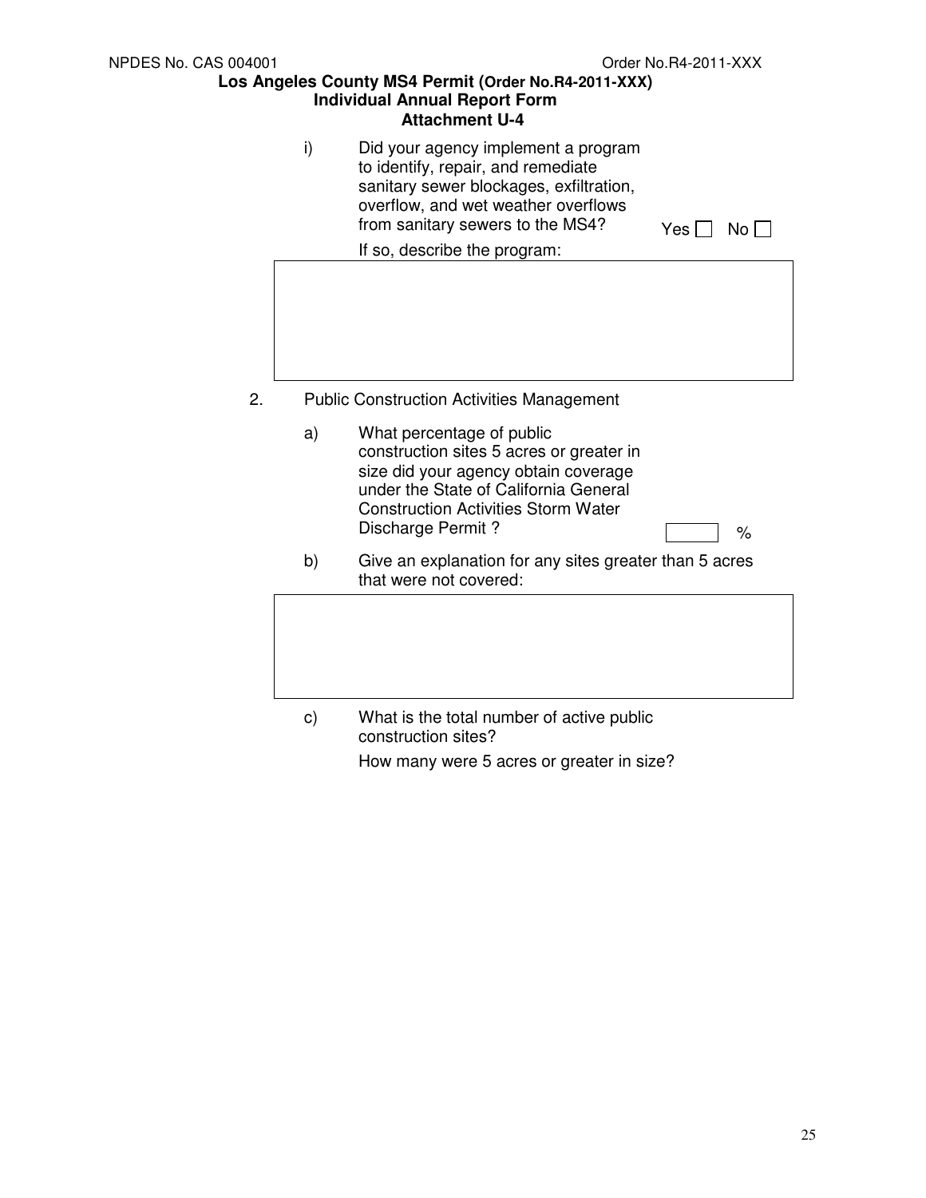i) Did your agency implement a program to identify, repair, and remediate sanitary sewer blockages, exfiltration, overflow, and wet weather overflows from sanitary sewers to the MS4? Yes ☐ No ☐

If so, describe the program:

| |
|---|
| |

2. Public Construction Activities Management

a) What percentage of public construction sites 5 acres or greater in size did your agency obtain coverage under the State of California General Construction Activities Storm Water Discharge Permit ? ____ %

b) Give an explanation for any sites greater than 5 acres that were not covered:

| |
|---|
| |

c) What is the total number of active public construction sites?

How many were 5 acres or greater in size?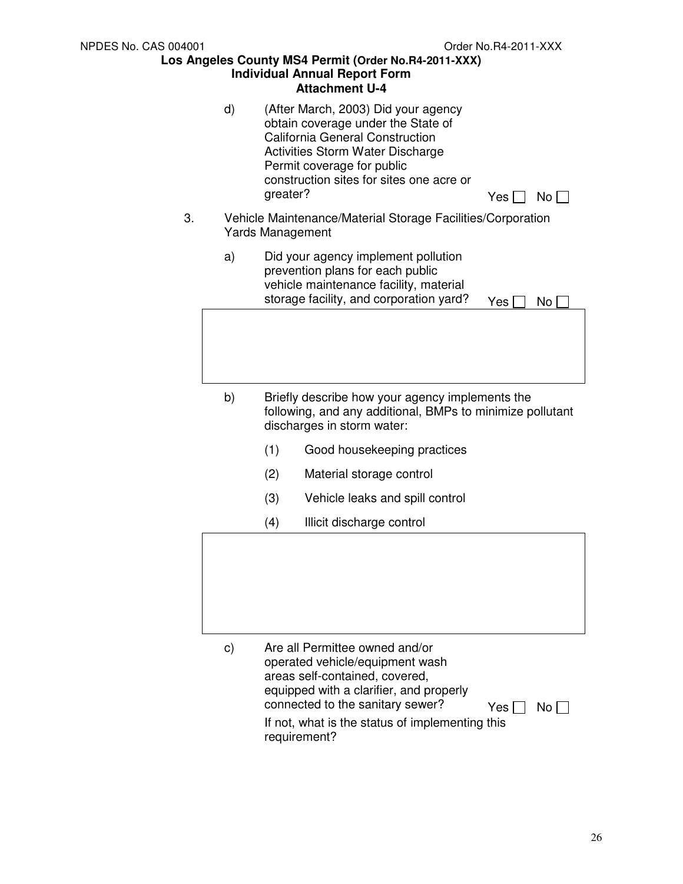d) (After March, 2003) Did your agency obtain coverage under the State of California General Construction Activities Storm Water Discharge Permit coverage for public construction sites for sites one acre or greater? Yes ☐ No ☐

3. Vehicle Maintenance/Material Storage Facilities/Corporation Yards Management

   a) Did your agency implement pollution prevention plans for each public vehicle maintenance facility, material storage facility, and corporation yard? Yes ☐ No ☐

   b) Briefly describe how your agency implements the following, and any additional, BMPs to minimize pollutant discharges in storm water:

      (1) Good housekeeping practices

      (2) Material storage control

      (3) Vehicle leaks and spill control

      (4) Illicit discharge control

   c) Are all Permittee owned and/or operated vehicle/equipment wash areas self-contained, covered, equipped with a clarifier, and properly connected to the sanitary sewer? Yes ☐ No ☐

      If not, what is the status of implementing this requirement?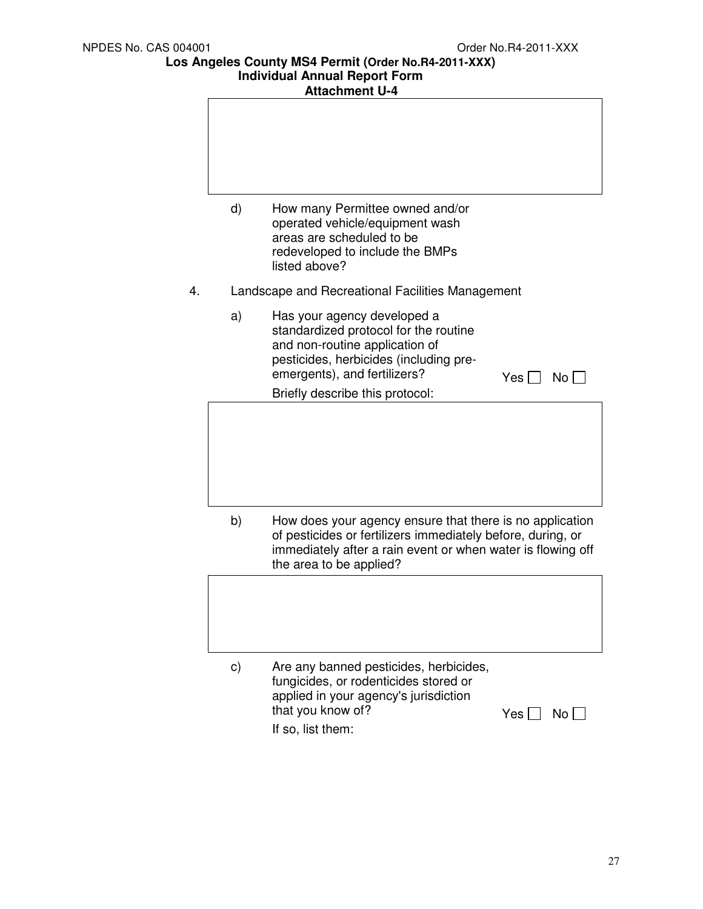d) How many Permittee owned and/or operated vehicle/equipment wash areas are scheduled to be redeveloped to include the BMPs listed above?

4. Landscape and Recreational Facilities Management

a) Has your agency developed a standardized protocol for the routine and non-routine application of pesticides, herbicides (including pre-emergents), and fertilizers? Yes ☐ No ☐

Briefly describe this protocol:

b) How does your agency ensure that there is no application of pesticides or fertilizers immediately before, during, or immediately after a rain event or when water is flowing off the area to be applied?

c) Are any banned pesticides, herbicides, fungicides, or rodenticides stored or applied in your agency's jurisdiction that you know of? Yes ☐ No ☐

If so, list them: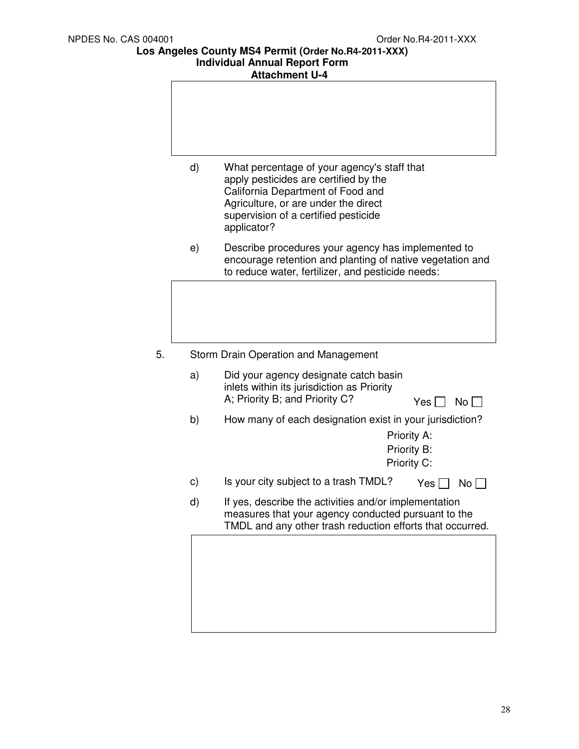d) What percentage of your agency's staff that apply pesticides are certified by the California Department of Food and Agriculture, or are under the direct supervision of a certified pesticide applicator?

e) Describe procedures your agency has implemented to encourage retention and planting of native vegetation and to reduce water, fertilizer, and pesticide needs:

5. Storm Drain Operation and Management

a) Did your agency designate catch basin inlets within its jurisdiction as Priority A; Priority B; and Priority C? Yes ☐ No ☐

b) How many of each designation exist in your jurisdiction?

Priority A:
Priority B:
Priority C:

c) Is your city subject to a trash TMDL? Yes ☐ No ☐

d) If yes, describe the activities and/or implementation measures that your agency conducted pursuant to the TMDL and any other trash reduction efforts that occurred.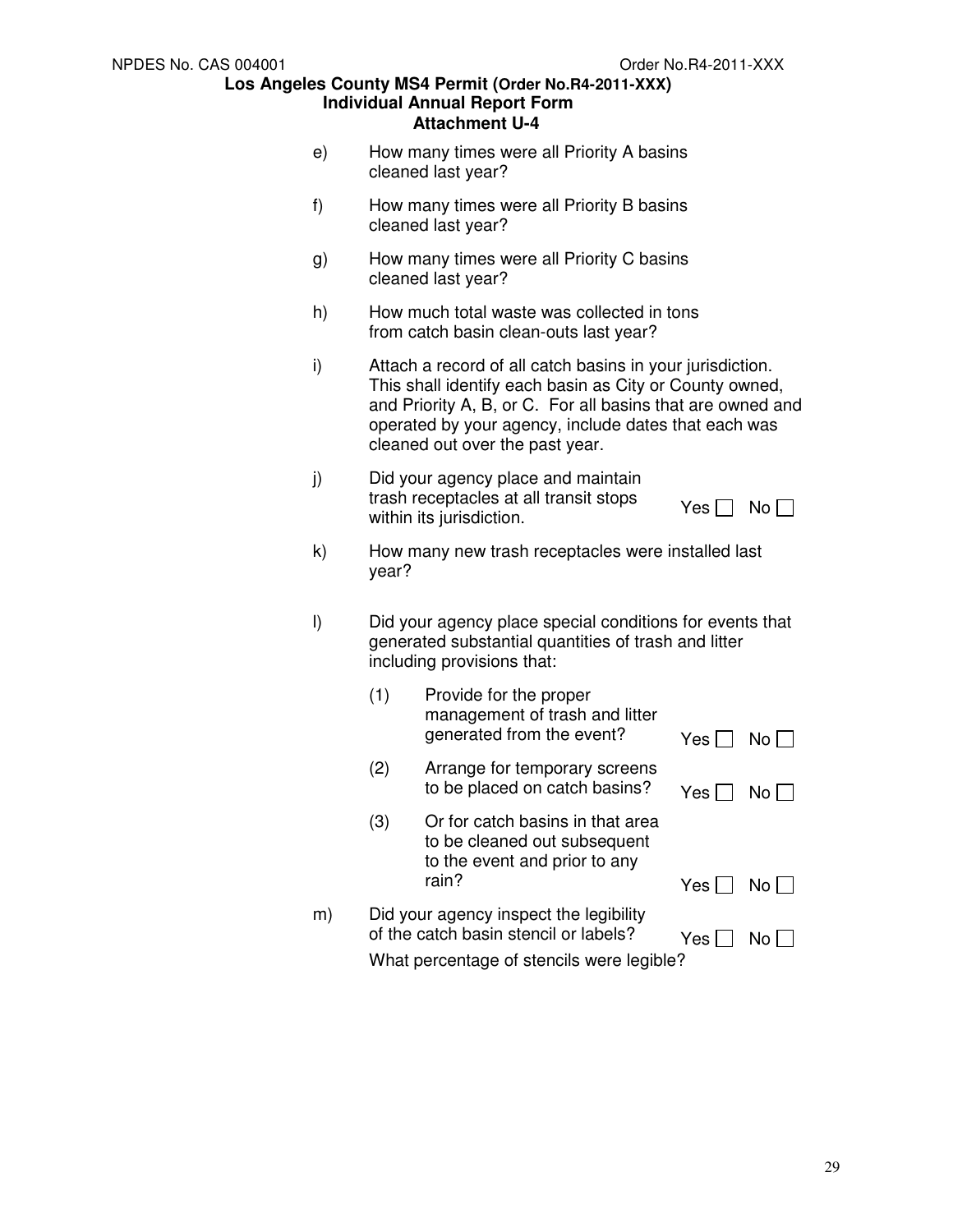e) How many times were all Priority A basins cleaned last year?

f) How many times were all Priority B basins cleaned last year?

g) How many times were all Priority C basins cleaned last year?

h) How much total waste was collected in tons from catch basin clean-outs last year?

i) Attach a record of all catch basins in your jurisdiction. This shall identify each basin as City or County owned, and Priority A, B, or C. For all basins that are owned and operated by your agency, include dates that each was cleaned out over the past year.

j) Did your agency place and maintain trash receptacles at all transit stops within its jurisdiction. Yes ☐ No ☐

k) How many new trash receptacles were installed last year?

l) Did your agency place special conditions for events that generated substantial quantities of trash and litter including provisions that:

   (1) Provide for the proper management of trash and litter generated from the event? Yes ☐ No ☐

   (2) Arrange for temporary screens to be placed on catch basins? Yes ☐ No ☐

   (3) Or for catch basins in that area to be cleaned out subsequent to the event and prior to any rain? Yes ☐ No ☐

m) Did your agency inspect the legibility of the catch basin stencil or labels? Yes ☐ No ☐

   What percentage of stencils were legible?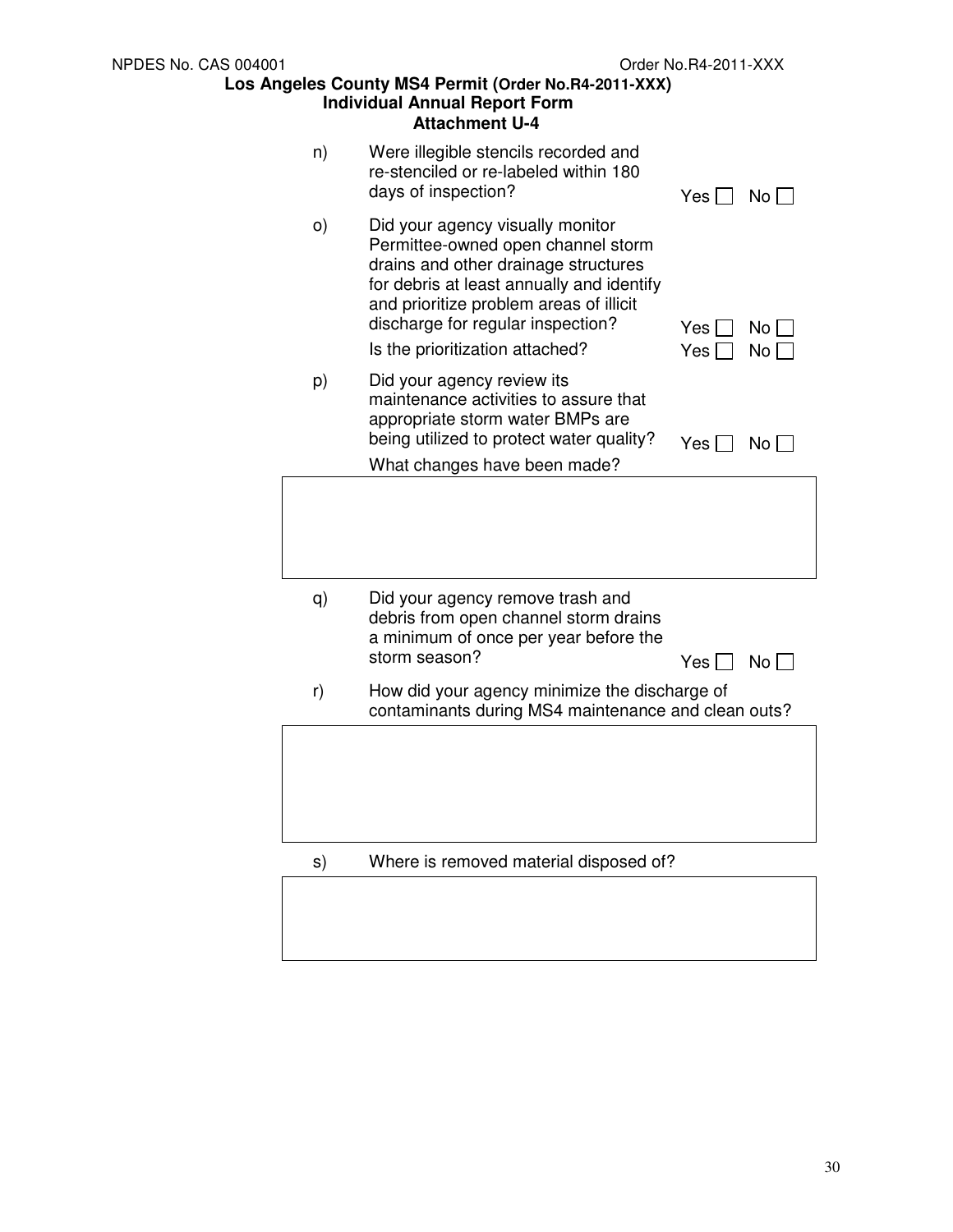n) Were illegible stencils recorded and re-stenciled or re-labeled within 180 days of inspection? Yes ☐ No ☐

o) Did your agency visually monitor Permittee-owned open channel storm drains and other drainage structures for debris at least annually and identify and prioritize problem areas of illicit discharge for regular inspection? Yes ☐ No ☐

Is the prioritization attached? Yes ☐ No ☐

p) Did your agency review its maintenance activities to assure that appropriate storm water BMPs are being utilized to protect water quality? Yes ☐ No ☐

What changes have been made?

| |
|---|
| |

q) Did your agency remove trash and debris from open channel storm drains a minimum of once per year before the storm season? Yes ☐ No ☐

r) How did your agency minimize the discharge of contaminants during MS4 maintenance and clean outs?

| |
|---|
| |

s) Where is removed material disposed of?

| |
|---|
| |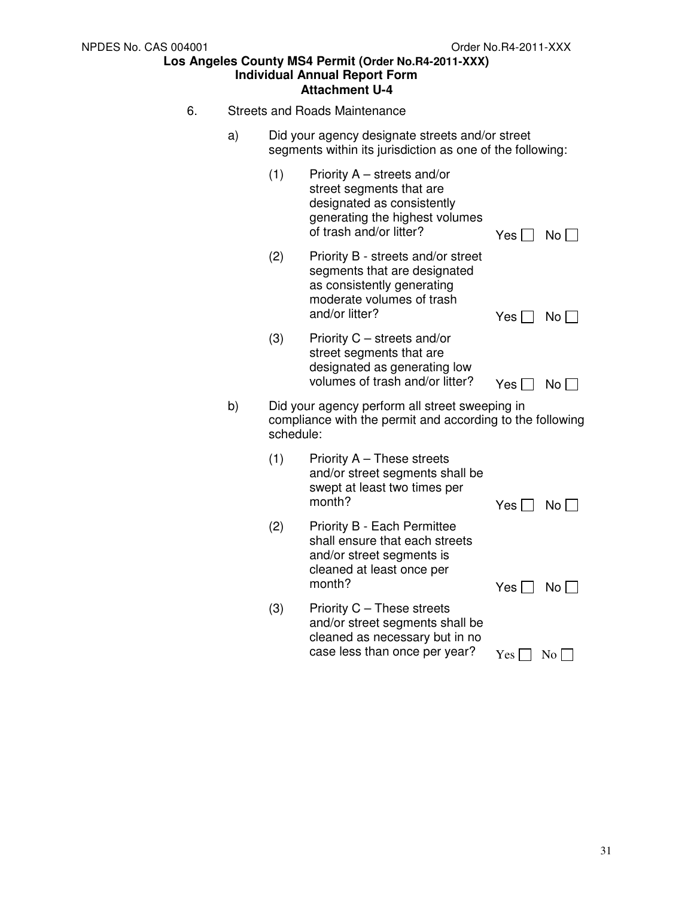6. Streets and Roads Maintenance

   a) Did your agency designate streets and/or street segments within its jurisdiction as one of the following:

      (1) Priority A – streets and/or street segments that are designated as consistently generating the highest volumes of trash and/or litter? Yes ☐ No ☐

      (2) Priority B - streets and/or street segments that are designated as consistently generating moderate volumes of trash and/or litter? Yes ☐ No ☐

      (3) Priority C – streets and/or street segments that are designated as generating low volumes of trash and/or litter? Yes ☐ No ☐

   b) Did your agency perform all street sweeping in compliance with the permit and according to the following schedule:

      (1) Priority A – These streets and/or street segments shall be swept at least two times per month? Yes ☐ No ☐

      (2) Priority B - Each Permittee shall ensure that each streets and/or street segments is cleaned at least once per month? Yes ☐ No ☐

      (3) Priority C – These streets and/or street segments shall be cleaned as necessary but in no case less than once per year? Yes ☐ No ☐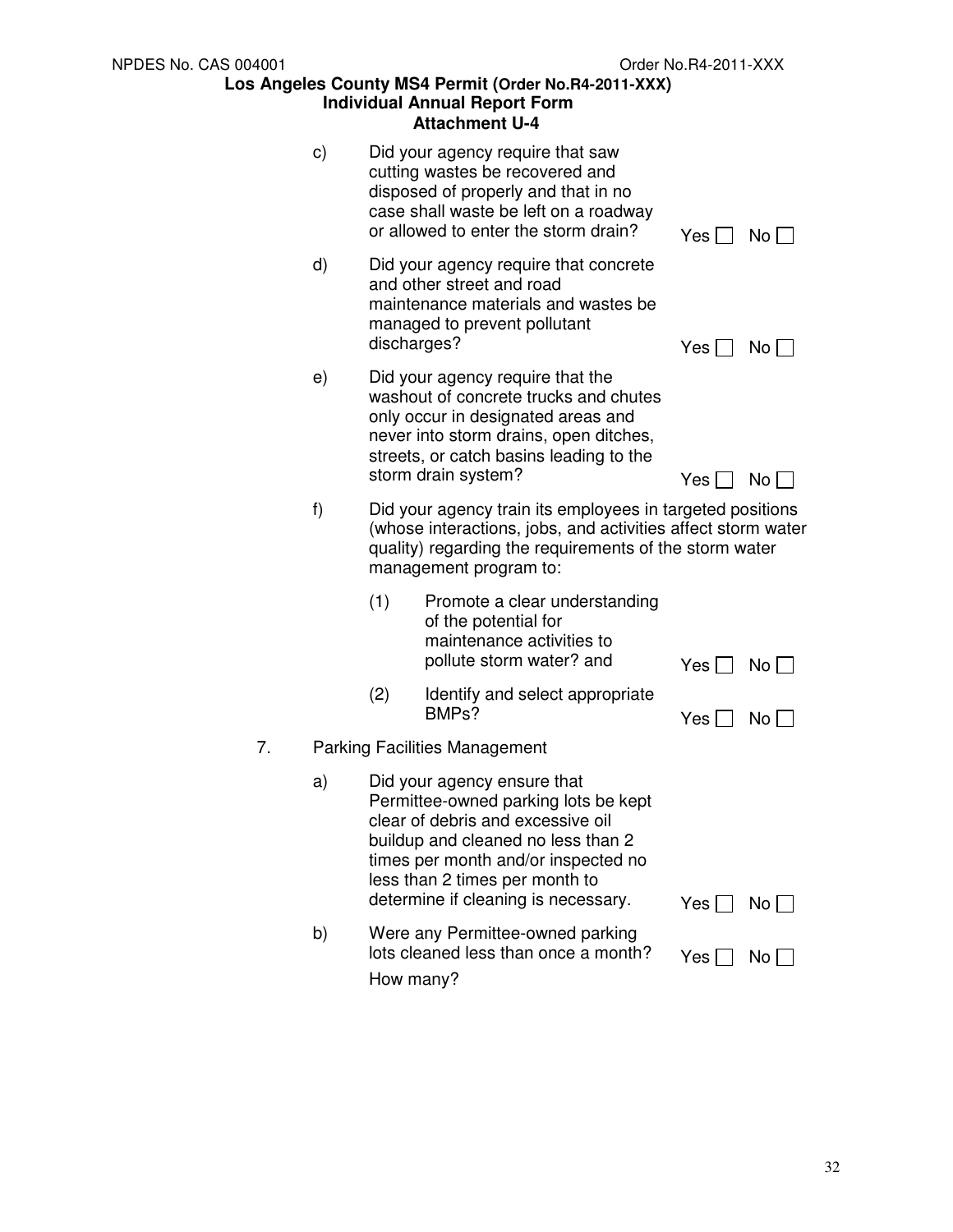c) Did your agency require that saw cutting wastes be recovered and disposed of properly and that in no case shall waste be left on a roadway or allowed to enter the storm drain? Yes ☐ No ☐

d) Did your agency require that concrete and other street and road maintenance materials and wastes be managed to prevent pollutant discharges? Yes ☐ No ☐

e) Did your agency require that the washout of concrete trucks and chutes only occur in designated areas and never into storm drains, open ditches, streets, or catch basins leading to the storm drain system? Yes ☐ No ☐

f) Did your agency train its employees in targeted positions (whose interactions, jobs, and activities affect storm water quality) regarding the requirements of the storm water management program to:

(1) Promote a clear understanding of the potential for maintenance activities to pollute storm water? and Yes ☐ No ☐

(2) Identify and select appropriate BMPs? Yes ☐ No ☐

7. Parking Facilities Management

a) Did your agency ensure that Permittee-owned parking lots be kept clear of debris and excessive oil buildup and cleaned no less than 2 times per month and/or inspected no less than 2 times per month to determine if cleaning is necessary. Yes ☐ No ☐

b) Were any Permittee-owned parking lots cleaned less than once a month? Yes ☐ No ☐

How many?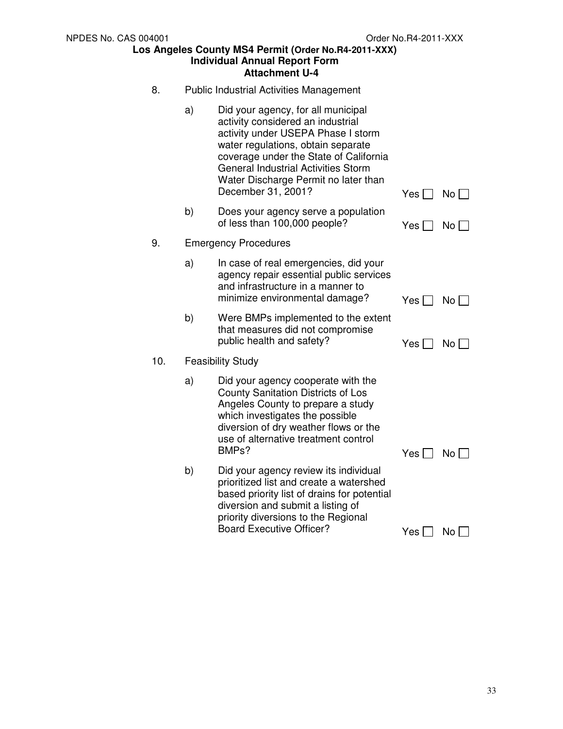8. Public Industrial Activities Management

   a) Did your agency, for all municipal activity considered an industrial activity under USEPA Phase I storm water regulations, obtain separate coverage under the State of California General Industrial Activities Storm Water Discharge Permit no later than December 31, 2001? Yes ☐ No ☐

   b) Does your agency serve a population of less than 100,000 people? Yes ☐ No ☐

9. Emergency Procedures

   a) In case of real emergencies, did your agency repair essential public services and infrastructure in a manner to minimize environmental damage? Yes ☐ No ☐

   b) Were BMPs implemented to the extent that measures did not compromise public health and safety? Yes ☐ No ☐

10. Feasibility Study

    a) Did your agency cooperate with the County Sanitation Districts of Los Angeles County to prepare a study which investigates the possible diversion of dry weather flows or the use of alternative treatment control BMPs? Yes ☐ No ☐

    b) Did your agency review its individual prioritized list and create a watershed based priority list of drains for potential diversion and submit a listing of priority diversions to the Regional Board Executive Officer? Yes ☐ No ☐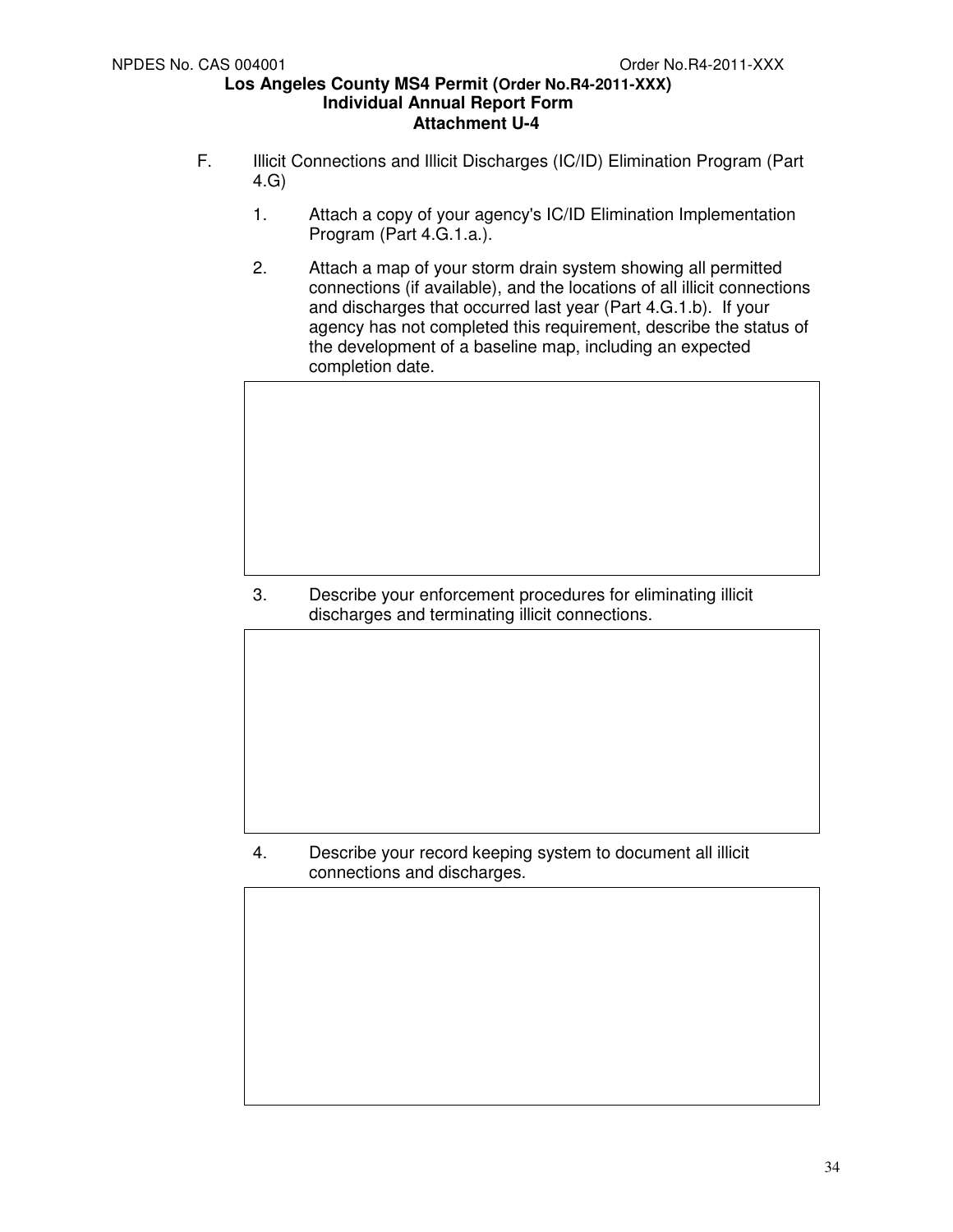**Los Angeles County MS4 Permit (Order No.R4-2011-XXX)**
**Individual Annual Report Form**
**Attachment U-4**

F. Illicit Connections and Illicit Discharges (IC/ID) Elimination Program (Part 4.G)

1. Attach a copy of your agency's IC/ID Elimination Implementation Program (Part 4.G.1.a.).

2. Attach a map of your storm drain system showing all permitted connections (if available), and the locations of all illicit connections and discharges that occurred last year (Part 4.G.1.b). If your agency has not completed this requirement, describe the status of the development of a baseline map, including an expected completion date.

| |
|---|
| |

3. Describe your enforcement procedures for eliminating illicit discharges and terminating illicit connections.

| |
|---|
| |

4. Describe your record keeping system to document all illicit connections and discharges.

| |
|---|
| |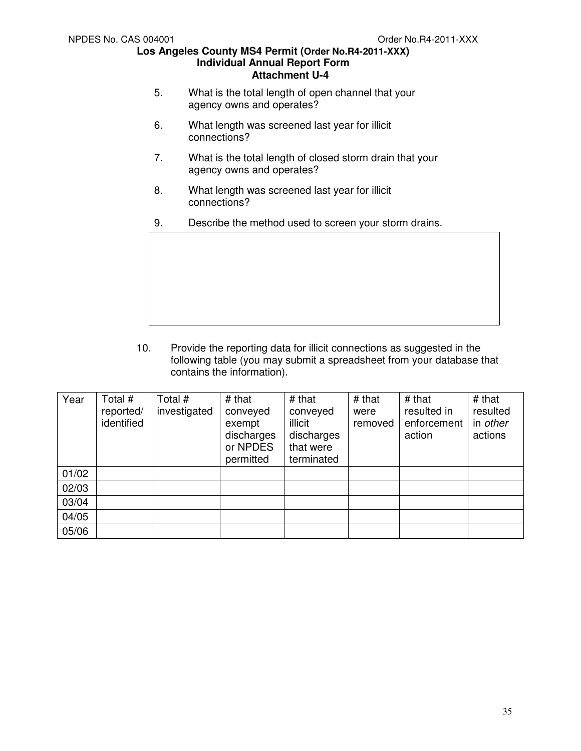**Los Angeles County MS4 Permit (Order No.R4-2011-XXX)**
**Individual Annual Report Form**
**Attachment U-4**

5. What is the total length of open channel that your agency owns and operates?

6. What length was screened last year for illicit connections?

7. What is the total length of closed storm drain that your agency owns and operates?

8. What length was screened last year for illicit connections?

9. Describe the method used to screen your storm drains.

| |
|---|
| |

10. Provide the reporting data for illicit connections as suggested in the following table (you may submit a spreadsheet from your database that contains the information).

| Year | Total # reported/ identified | Total # investigated | # that conveyed exempt discharges or NPDES permitted | # that conveyed illicit discharges that were terminated | # that were removed | # that resulted in enforcement action | # that resulted in *other* actions |
|---|---|---|---|---|---|---|---|
| 01/02 | | | | | | | |
| 02/03 | | | | | | | |
| 03/04 | | | | | | | |
| 04/05 | | | | | | | |
| 05/06 | | | | | | | |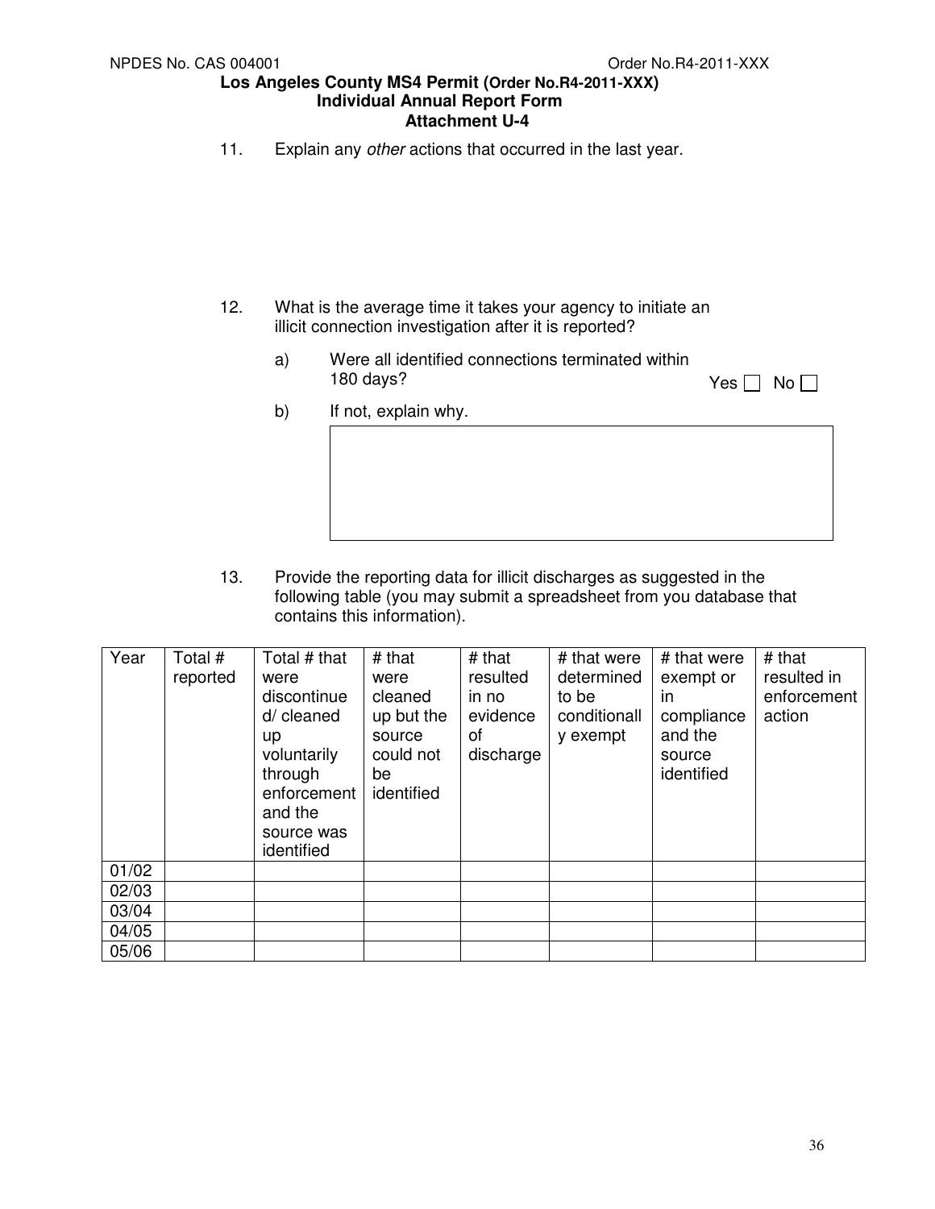11. Explain any *other* actions that occurred in the last year.

12. What is the average time it takes your agency to initiate an illicit connection investigation after it is reported?

    a) Were all identified connections terminated within 180 days? Yes ☐ No ☐

    b) If not, explain why.

13. Provide the reporting data for illicit discharges as suggested in the following table (you may submit a spreadsheet from you database that contains this information).

| Year | Total # reported | Total # that were discontinued/ cleaned up voluntarily through enforcement and the source was identified | # that were cleaned up but the source could not be identified | # that resulted in no evidence of discharge | # that were determined to be conditionally exempt | # that were exempt or in compliance and the source identified | # that resulted in enforcement action |
|---|---|---|---|---|---|---|---|
| 01/02 | | | | | | | |
| 02/03 | | | | | | | |
| 03/04 | | | | | | | |
| 04/05 | | | | | | | |
| 05/06 | | | | | | | |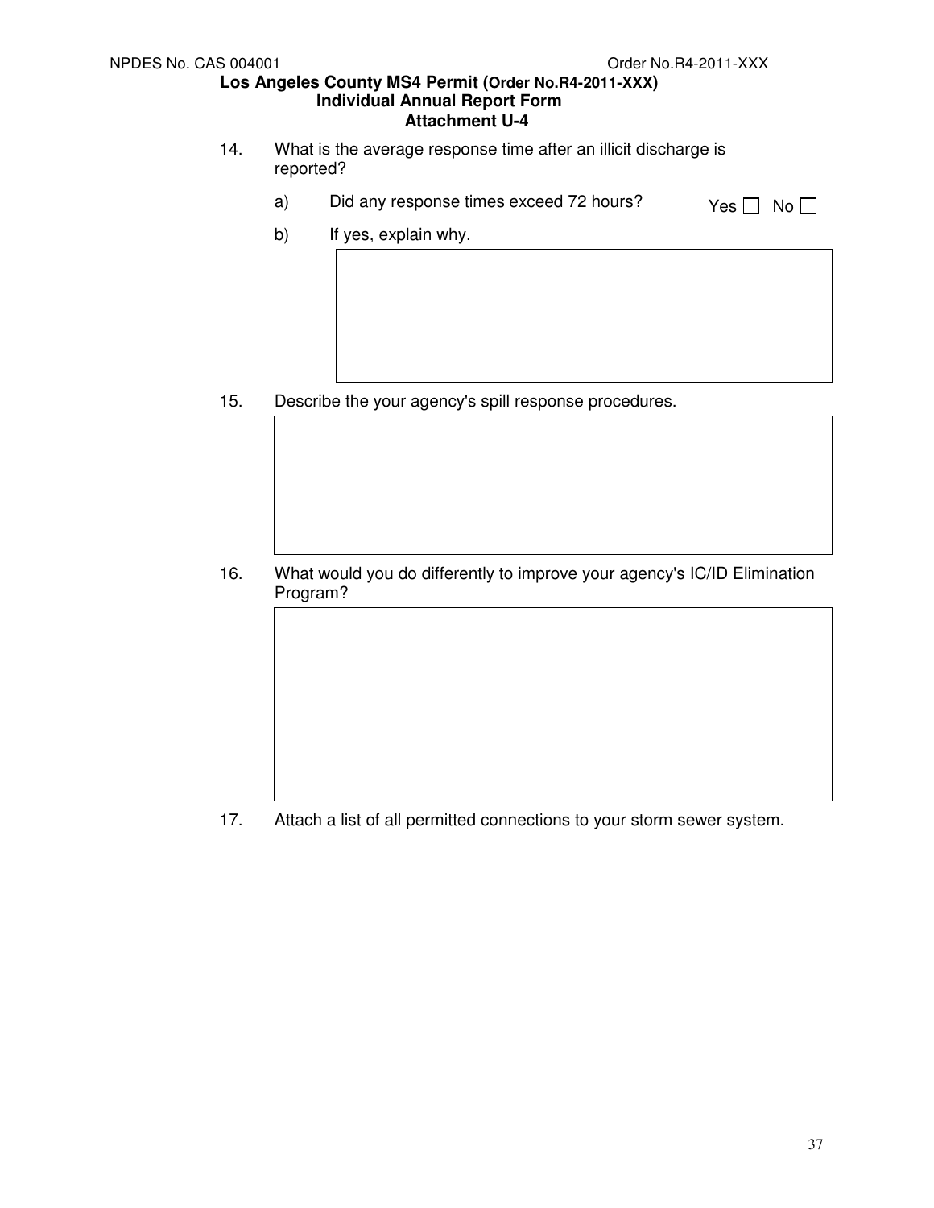14. What is the average response time after an illicit discharge is reported?

    a) Did any response times exceed 72 hours? Yes ☐ No ☐

    b) If yes, explain why.

15. Describe the your agency's spill response procedures.

16. What would you do differently to improve your agency's IC/ID Elimination Program?

17. Attach a list of all permitted connections to your storm sewer system.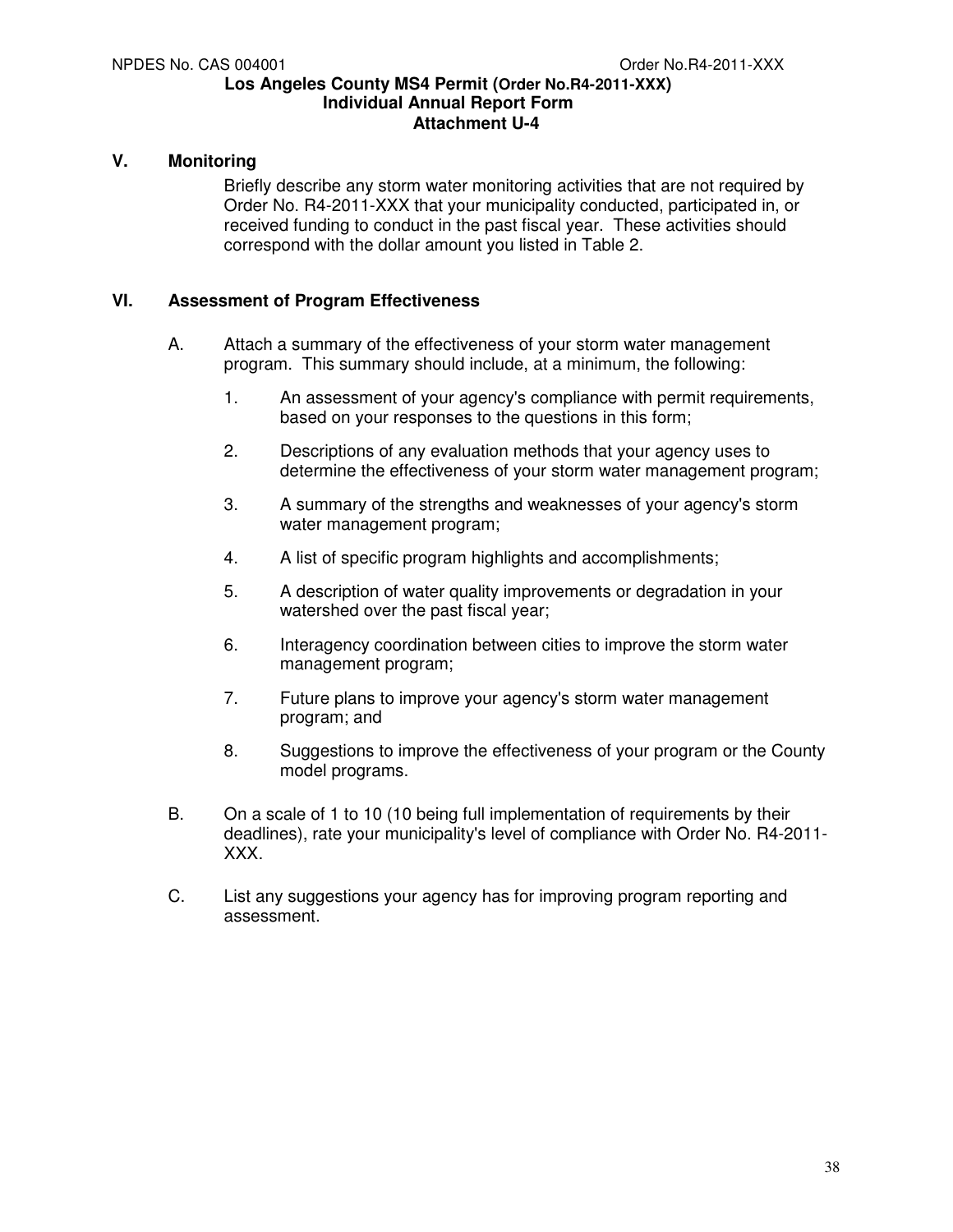## V. Monitoring

Briefly describe any storm water monitoring activities that are not required by Order No. R4-2011-XXX that your municipality conducted, participated in, or received funding to conduct in the past fiscal year. These activities should correspond with the dollar amount you listed in Table 2.

## VI. Assessment of Program Effectiveness

A. Attach a summary of the effectiveness of your storm water management program. This summary should include, at a minimum, the following:

1. An assessment of your agency's compliance with permit requirements, based on your responses to the questions in this form;
2. Descriptions of any evaluation methods that your agency uses to determine the effectiveness of your storm water management program;
3. A summary of the strengths and weaknesses of your agency's storm water management program;
4. A list of specific program highlights and accomplishments;
5. A description of water quality improvements or degradation in your watershed over the past fiscal year;
6. Interagency coordination between cities to improve the storm water management program;
7. Future plans to improve your agency's storm water management program; and
8. Suggestions to improve the effectiveness of your program or the County model programs.

B. On a scale of 1 to 10 (10 being full implementation of requirements by their deadlines), rate your municipality's level of compliance with Order No. R4-2011-XXX.

C. List any suggestions your agency has for improving program reporting and assessment.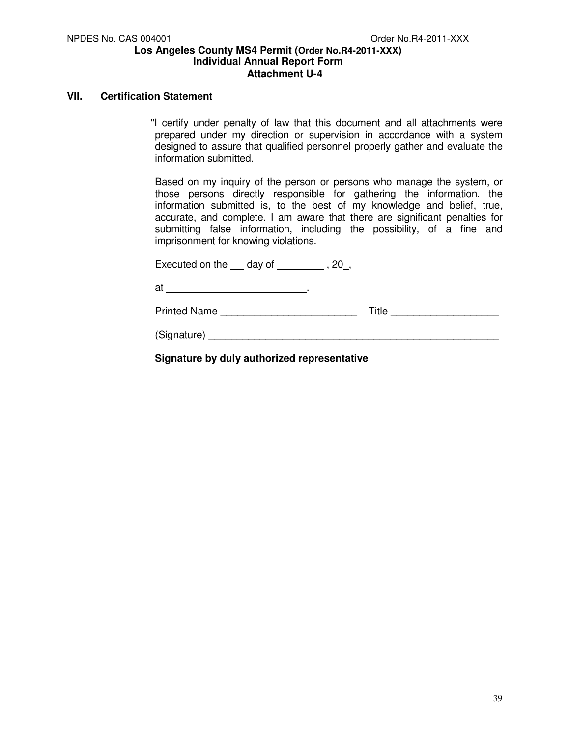**Los Angeles County MS4 Permit (Order No.R4-2011-XXX)**
**Individual Annual Report Form**
**Attachment U-4**

## VII. Certification Statement

"I certify under penalty of law that this document and all attachments were prepared under my direction or supervision in accordance with a system designed to assure that qualified personnel properly gather and evaluate the information submitted.

Based on my inquiry of the person or persons who manage the system, or those persons directly responsible for gathering the information, the information submitted is, to the best of my knowledge and belief, true, accurate, and complete. I am aware that there are significant penalties for submitting false information, including the possibility, of a fine and imprisonment for knowing violations.

Executed on the ___ day of _________ , 20_,

at _________________________.

Printed Name ________________________ Title ___________________

(Signature) ______________________________________________________

**Signature by duly authorized representative**